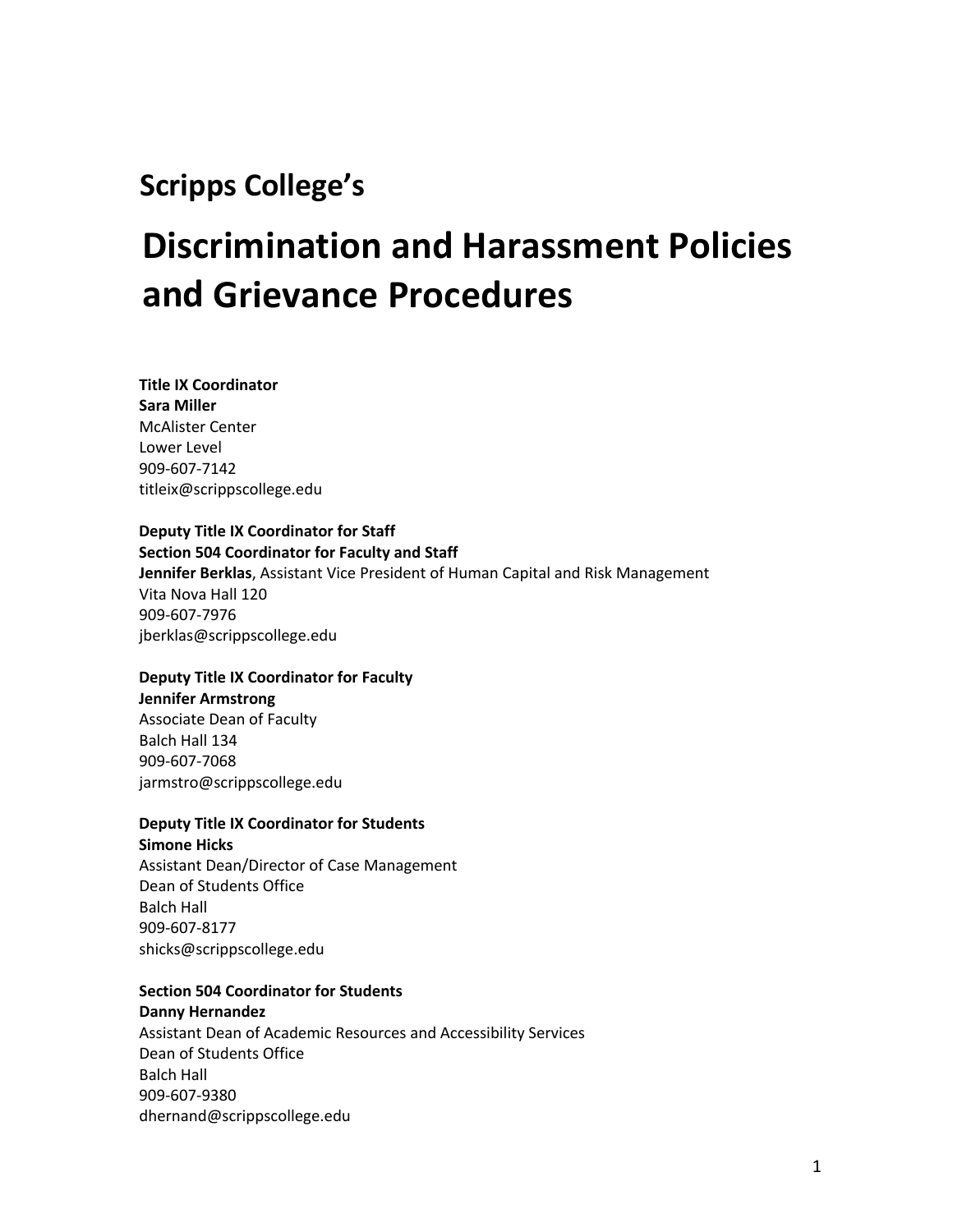## Scripps College's

# Discrimination and Harassment Policies and Grievance Procedures

**Title IX Coordinator**
**Sara Miller**
McAlister Center
Lower Level
909-607-7142
titleix@scrippscollege.edu

**Deputy Title IX Coordinator for Staff**
**Section 504 Coordinator for Faculty and Staff**
**Jennifer Berklas**, Assistant Vice President of Human Capital and Risk Management
Vita Nova Hall 120
909-607-7976
jberklas@scrippscollege.edu

**Deputy Title IX Coordinator for Faculty**
**Jennifer Armstrong**
Associate Dean of Faculty
Balch Hall 134
909-607-7068
jarmstro@scrippscollege.edu

**Deputy Title IX Coordinator for Students**
**Simone Hicks**
Assistant Dean/Director of Case Management
Dean of Students Office
Balch Hall
909-607-8177
shicks@scrippscollege.edu

**Section 504 Coordinator for Students**
**Danny Hernandez**
Assistant Dean of Academic Resources and Accessibility Services
Dean of Students Office
Balch Hall
909-607-9380
dhernand@scrippscollege.edu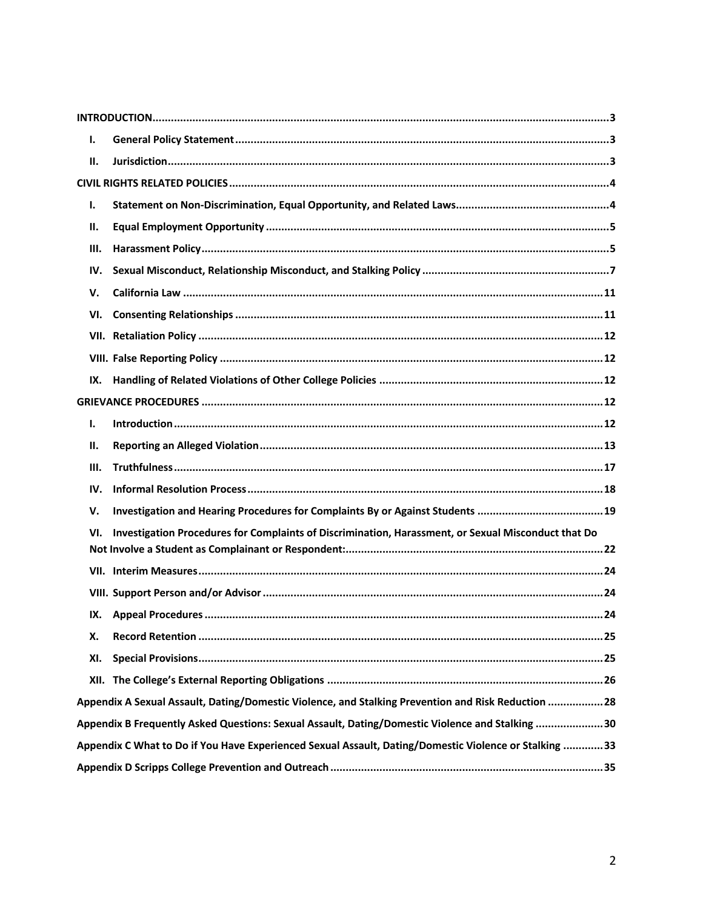**INTRODUCTION**......................................................................................................................................3

- **I. General Policy Statement**........................................................................................................3
- **II. Jurisdiction**..............................................................................................................................3

**CIVIL RIGHTS RELATED POLICIES**..........................................................................................................4

- **I. Statement on Non-Discrimination, Equal Opportunity, and Related Laws**.................................................4
- **II. Equal Employment Opportunity**..............................................................................................5
- **III. Harassment Policy**..................................................................................................................5
- **IV. Sexual Misconduct, Relationship Misconduct, and Stalking Policy**............................................................7
- **V. California Law**........................................................................................................................11
- **VI. Consenting Relationships**......................................................................................................11
- **VII. Retaliation Policy**..................................................................................................................12
- **VIII. False Reporting Policy**...........................................................................................................12
- **IX. Handling of Related Violations of Other College Policies**........................................................................12

**GRIEVANCE PROCEDURES**.................................................................................................................12

- **I. Introduction**..........................................................................................................................12
- **II. Reporting an Alleged Violation**...............................................................................................13
- **III. Truthfulness**..........................................................................................................................17
- **IV. Informal Resolution Process**..................................................................................................18
- **V. Investigation and Hearing Procedures for Complaints By or Against Students**........................................19
- **VI. Investigation Procedures for Complaints of Discrimination, Harassment, or Sexual Misconduct that Do Not Involve a Student as Complainant or Respondent:**...................................................................................22
- **VII. Interim Measures**..................................................................................................................24
- **VIII. Support Person and/or Advisor**.............................................................................................24
- **IX. Appeal Procedures**................................................................................................................24
- **X. Record Retention**..................................................................................................................25
- **XI. Special Provisions**..................................................................................................................25
- **XII. The College's External Reporting Obligations**........................................................................26

**Appendix A Sexual Assault, Dating/Domestic Violence, and Stalking Prevention and Risk Reduction**..................28

**Appendix B Frequently Asked Questions: Sexual Assault, Dating/Domestic Violence and Stalking**......................30

**Appendix C What to Do if You Have Experienced Sexual Assault, Dating/Domestic Violence or Stalking**.............33

**Appendix D Scripps College Prevention and Outreach**........................................................................35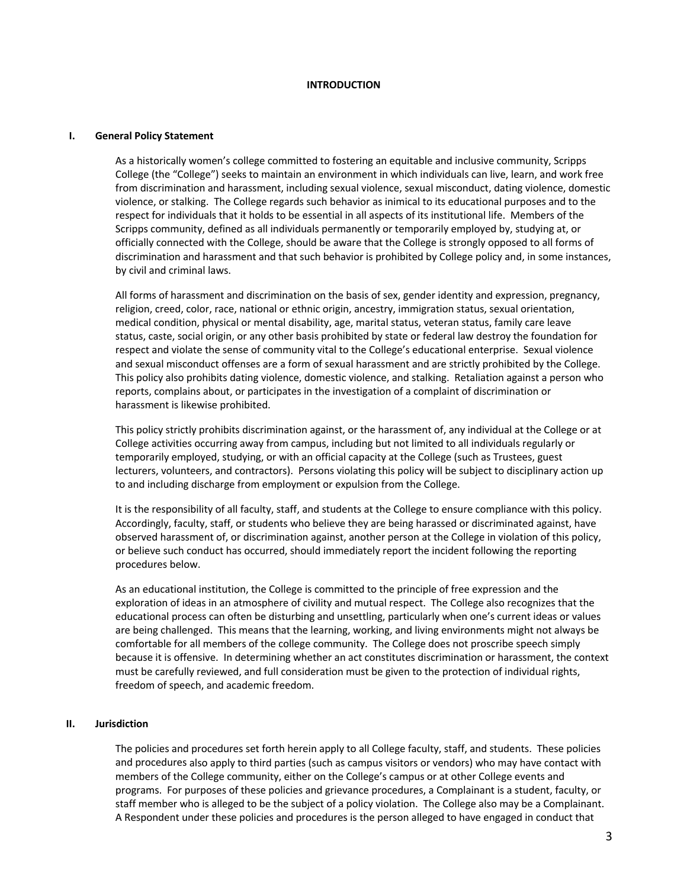# INTRODUCTION

## I. General Policy Statement

As a historically women's college committed to fostering an equitable and inclusive community, Scripps College (the "College") seeks to maintain an environment in which individuals can live, learn, and work free from discrimination and harassment, including sexual violence, sexual misconduct, dating violence, domestic violence, or stalking. The College regards such behavior as inimical to its educational purposes and to the respect for individuals that it holds to be essential in all aspects of its institutional life. Members of the Scripps community, defined as all individuals permanently or temporarily employed by, studying at, or officially connected with the College, should be aware that the College is strongly opposed to all forms of discrimination and harassment and that such behavior is prohibited by College policy and, in some instances, by civil and criminal laws.

All forms of harassment and discrimination on the basis of sex, gender identity and expression, pregnancy, religion, creed, color, race, national or ethnic origin, ancestry, immigration status, sexual orientation, medical condition, physical or mental disability, age, marital status, veteran status, family care leave status, caste, social origin, or any other basis prohibited by state or federal law destroy the foundation for respect and violate the sense of community vital to the College's educational enterprise. Sexual violence and sexual misconduct offenses are a form of sexual harassment and are strictly prohibited by the College. This policy also prohibits dating violence, domestic violence, and stalking. Retaliation against a person who reports, complains about, or participates in the investigation of a complaint of discrimination or harassment is likewise prohibited.

This policy strictly prohibits discrimination against, or the harassment of, any individual at the College or at College activities occurring away from campus, including but not limited to all individuals regularly or temporarily employed, studying, or with an official capacity at the College (such as Trustees, guest lecturers, volunteers, and contractors). Persons violating this policy will be subject to disciplinary action up to and including discharge from employment or expulsion from the College.

It is the responsibility of all faculty, staff, and students at the College to ensure compliance with this policy. Accordingly, faculty, staff, or students who believe they are being harassed or discriminated against, have observed harassment of, or discrimination against, another person at the College in violation of this policy, or believe such conduct has occurred, should immediately report the incident following the reporting procedures below.

As an educational institution, the College is committed to the principle of free expression and the exploration of ideas in an atmosphere of civility and mutual respect. The College also recognizes that the educational process can often be disturbing and unsettling, particularly when one's current ideas or values are being challenged. This means that the learning, working, and living environments might not always be comfortable for all members of the college community. The College does not proscribe speech simply because it is offensive. In determining whether an act constitutes discrimination or harassment, the context must be carefully reviewed, and full consideration must be given to the protection of individual rights, freedom of speech, and academic freedom.

## II. Jurisdiction

The policies and procedures set forth herein apply to all College faculty, staff, and students. These policies and procedures also apply to third parties (such as campus visitors or vendors) who may have contact with members of the College community, either on the College's campus or at other College events and programs. For purposes of these policies and grievance procedures, a Complainant is a student, faculty, or staff member who is alleged to be the subject of a policy violation. The College also may be a Complainant. A Respondent under these policies and procedures is the person alleged to have engaged in conduct that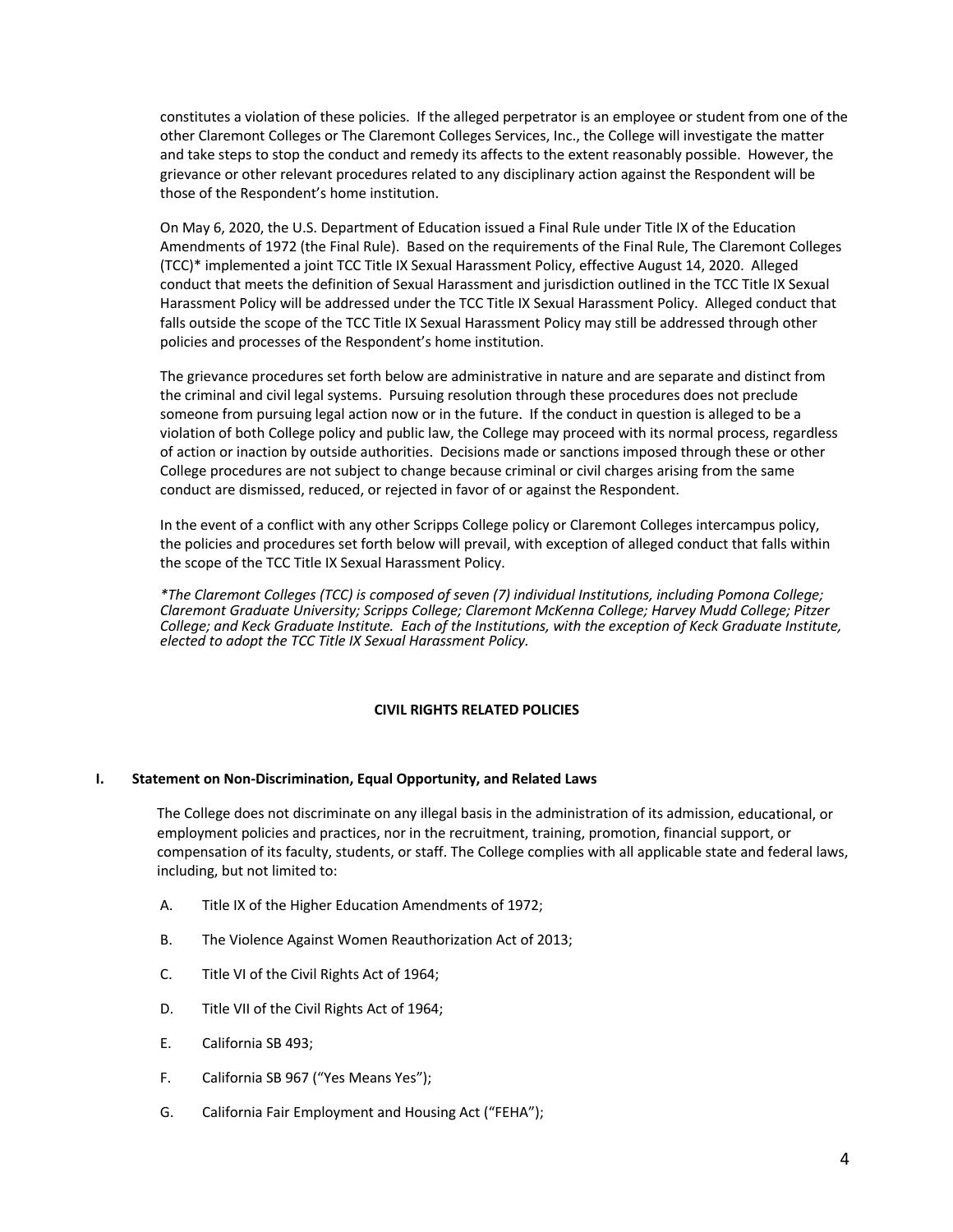constitutes a violation of these policies. If the alleged perpetrator is an employee or student from one of the other Claremont Colleges or The Claremont Colleges Services, Inc., the College will investigate the matter and take steps to stop the conduct and remedy its affects to the extent reasonably possible. However, the grievance or other relevant procedures related to any disciplinary action against the Respondent will be those of the Respondent's home institution.

On May 6, 2020, the U.S. Department of Education issued a Final Rule under Title IX of the Education Amendments of 1972 (the Final Rule). Based on the requirements of the Final Rule, The Claremont Colleges (TCC)* implemented a joint TCC Title IX Sexual Harassment Policy, effective August 14, 2020. Alleged conduct that meets the definition of Sexual Harassment and jurisdiction outlined in the TCC Title IX Sexual Harassment Policy will be addressed under the TCC Title IX Sexual Harassment Policy. Alleged conduct that falls outside the scope of the TCC Title IX Sexual Harassment Policy may still be addressed through other policies and processes of the Respondent's home institution.

The grievance procedures set forth below are administrative in nature and are separate and distinct from the criminal and civil legal systems. Pursuing resolution through these procedures does not preclude someone from pursuing legal action now or in the future. If the conduct in question is alleged to be a violation of both College policy and public law, the College may proceed with its normal process, regardless of action or inaction by outside authorities. Decisions made or sanctions imposed through these or other College procedures are not subject to change because criminal or civil charges arising from the same conduct are dismissed, reduced, or rejected in favor of or against the Respondent.

In the event of a conflict with any other Scripps College policy or Claremont Colleges intercampus policy, the policies and procedures set forth below will prevail, with exception of alleged conduct that falls within the scope of the TCC Title IX Sexual Harassment Policy.

*\*The Claremont Colleges (TCC) is composed of seven (7) individual Institutions, including Pomona College; Claremont Graduate University; Scripps College; Claremont McKenna College; Harvey Mudd College; Pitzer College; and Keck Graduate Institute. Each of the Institutions, with the exception of Keck Graduate Institute, elected to adopt the TCC Title IX Sexual Harassment Policy.*

## CIVIL RIGHTS RELATED POLICIES

### I. Statement on Non-Discrimination, Equal Opportunity, and Related Laws

The College does not discriminate on any illegal basis in the administration of its admission, educational, or employment policies and practices, nor in the recruitment, training, promotion, financial support, or compensation of its faculty, students, or staff. The College complies with all applicable state and federal laws, including, but not limited to:

A. Title IX of the Higher Education Amendments of 1972;

B. The Violence Against Women Reauthorization Act of 2013;

C. Title VI of the Civil Rights Act of 1964;

D. Title VII of the Civil Rights Act of 1964;

E. California SB 493;

F. California SB 967 ("Yes Means Yes");

G. California Fair Employment and Housing Act ("FEHA");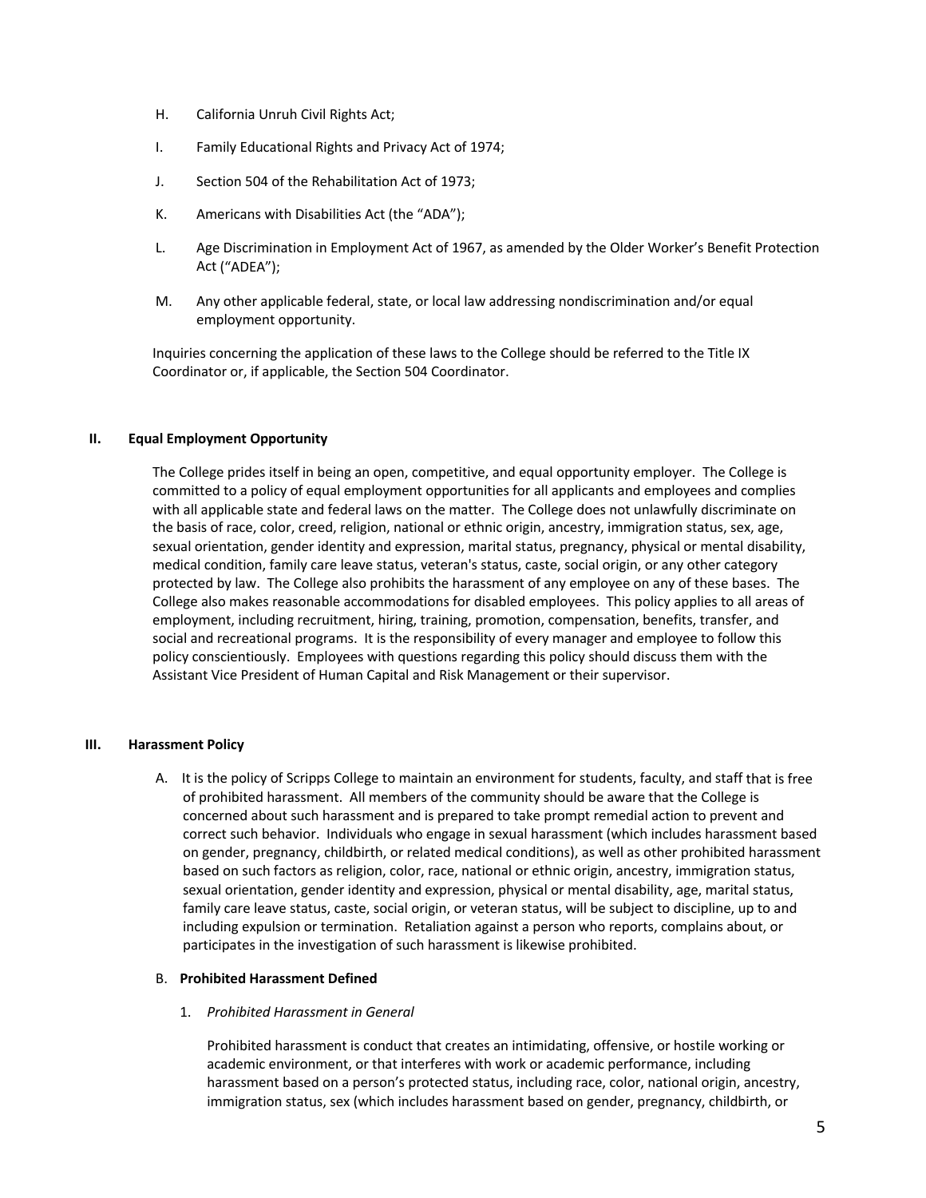H. California Unruh Civil Rights Act;

I. Family Educational Rights and Privacy Act of 1974;

J. Section 504 of the Rehabilitation Act of 1973;

K. Americans with Disabilities Act (the "ADA");

L. Age Discrimination in Employment Act of 1967, as amended by the Older Worker's Benefit Protection Act ("ADEA");

M. Any other applicable federal, state, or local law addressing nondiscrimination and/or equal employment opportunity.

Inquiries concerning the application of these laws to the College should be referred to the Title IX Coordinator or, if applicable, the Section 504 Coordinator.

## II. Equal Employment Opportunity

The College prides itself in being an open, competitive, and equal opportunity employer. The College is committed to a policy of equal employment opportunities for all applicants and employees and complies with all applicable state and federal laws on the matter. The College does not unlawfully discriminate on the basis of race, color, creed, religion, national or ethnic origin, ancestry, immigration status, sex, age, sexual orientation, gender identity and expression, marital status, pregnancy, physical or mental disability, medical condition, family care leave status, veteran's status, caste, social origin, or any other category protected by law. The College also prohibits the harassment of any employee on any of these bases. The College also makes reasonable accommodations for disabled employees. This policy applies to all areas of employment, including recruitment, hiring, training, promotion, compensation, benefits, transfer, and social and recreational programs. It is the responsibility of every manager and employee to follow this policy conscientiously. Employees with questions regarding this policy should discuss them with the Assistant Vice President of Human Capital and Risk Management or their supervisor.

## III. Harassment Policy

A. It is the policy of Scripps College to maintain an environment for students, faculty, and staff that is free of prohibited harassment. All members of the community should be aware that the College is concerned about such harassment and is prepared to take prompt remedial action to prevent and correct such behavior. Individuals who engage in sexual harassment (which includes harassment based on gender, pregnancy, childbirth, or related medical conditions), as well as other prohibited harassment based on such factors as religion, color, race, national or ethnic origin, ancestry, immigration status, sexual orientation, gender identity and expression, physical or mental disability, age, marital status, family care leave status, caste, social origin, or veteran status, will be subject to discipline, up to and including expulsion or termination. Retaliation against a person who reports, complains about, or participates in the investigation of such harassment is likewise prohibited.

B. **Prohibited Harassment Defined**

1. *Prohibited Harassment in General*

Prohibited harassment is conduct that creates an intimidating, offensive, or hostile working or academic environment, or that interferes with work or academic performance, including harassment based on a person's protected status, including race, color, national origin, ancestry, immigration status, sex (which includes harassment based on gender, pregnancy, childbirth, or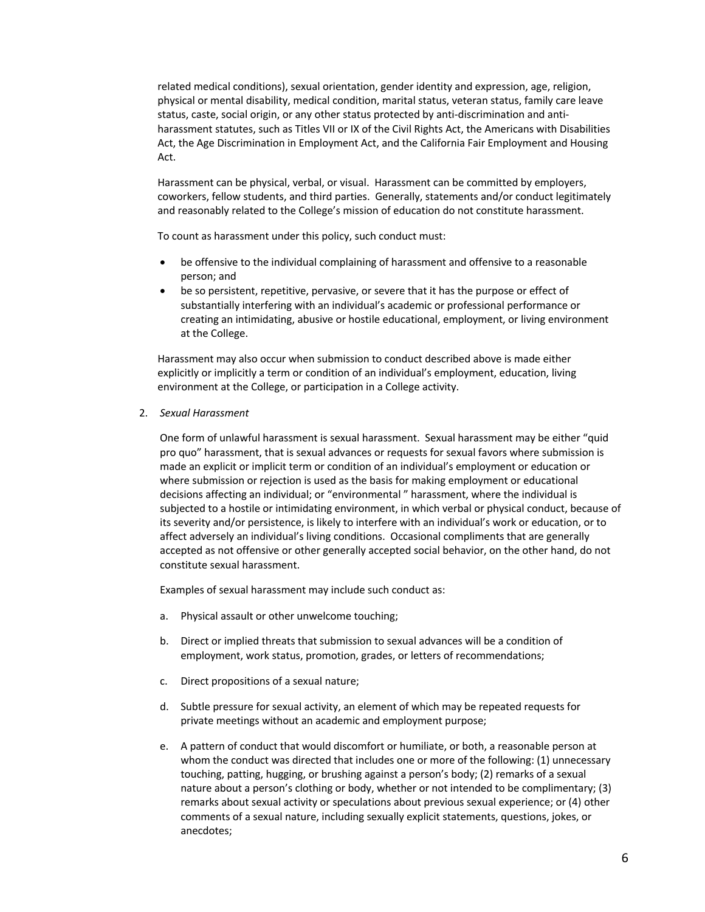related medical conditions), sexual orientation, gender identity and expression, age, religion, physical or mental disability, medical condition, marital status, veteran status, family care leave status, caste, social origin, or any other status protected by anti-discrimination and anti-harassment statutes, such as Titles VII or IX of the Civil Rights Act, the Americans with Disabilities Act, the Age Discrimination in Employment Act, and the California Fair Employment and Housing Act.

Harassment can be physical, verbal, or visual. Harassment can be committed by employers, coworkers, fellow students, and third parties. Generally, statements and/or conduct legitimately and reasonably related to the College's mission of education do not constitute harassment.

To count as harassment under this policy, such conduct must:

- be offensive to the individual complaining of harassment and offensive to a reasonable person; and
- be so persistent, repetitive, pervasive, or severe that it has the purpose or effect of substantially interfering with an individual's academic or professional performance or creating an intimidating, abusive or hostile educational, employment, or living environment at the College.

Harassment may also occur when submission to conduct described above is made either explicitly or implicitly a term or condition of an individual's employment, education, living environment at the College, or participation in a College activity.

2. *Sexual Harassment*

One form of unlawful harassment is sexual harassment. Sexual harassment may be either "quid pro quo" harassment, that is sexual advances or requests for sexual favors where submission is made an explicit or implicit term or condition of an individual's employment or education or where submission or rejection is used as the basis for making employment or educational decisions affecting an individual; or "environmental " harassment, where the individual is subjected to a hostile or intimidating environment, in which verbal or physical conduct, because of its severity and/or persistence, is likely to interfere with an individual's work or education, or to affect adversely an individual's living conditions. Occasional compliments that are generally accepted as not offensive or other generally accepted social behavior, on the other hand, do not constitute sexual harassment.

Examples of sexual harassment may include such conduct as:

a. Physical assault or other unwelcome touching;

b. Direct or implied threats that submission to sexual advances will be a condition of employment, work status, promotion, grades, or letters of recommendations;

c. Direct propositions of a sexual nature;

d. Subtle pressure for sexual activity, an element of which may be repeated requests for private meetings without an academic and employment purpose;

e. A pattern of conduct that would discomfort or humiliate, or both, a reasonable person at whom the conduct was directed that includes one or more of the following: (1) unnecessary touching, patting, hugging, or brushing against a person's body; (2) remarks of a sexual nature about a person's clothing or body, whether or not intended to be complimentary; (3) remarks about sexual activity or speculations about previous sexual experience; or (4) other comments of a sexual nature, including sexually explicit statements, questions, jokes, or anecdotes;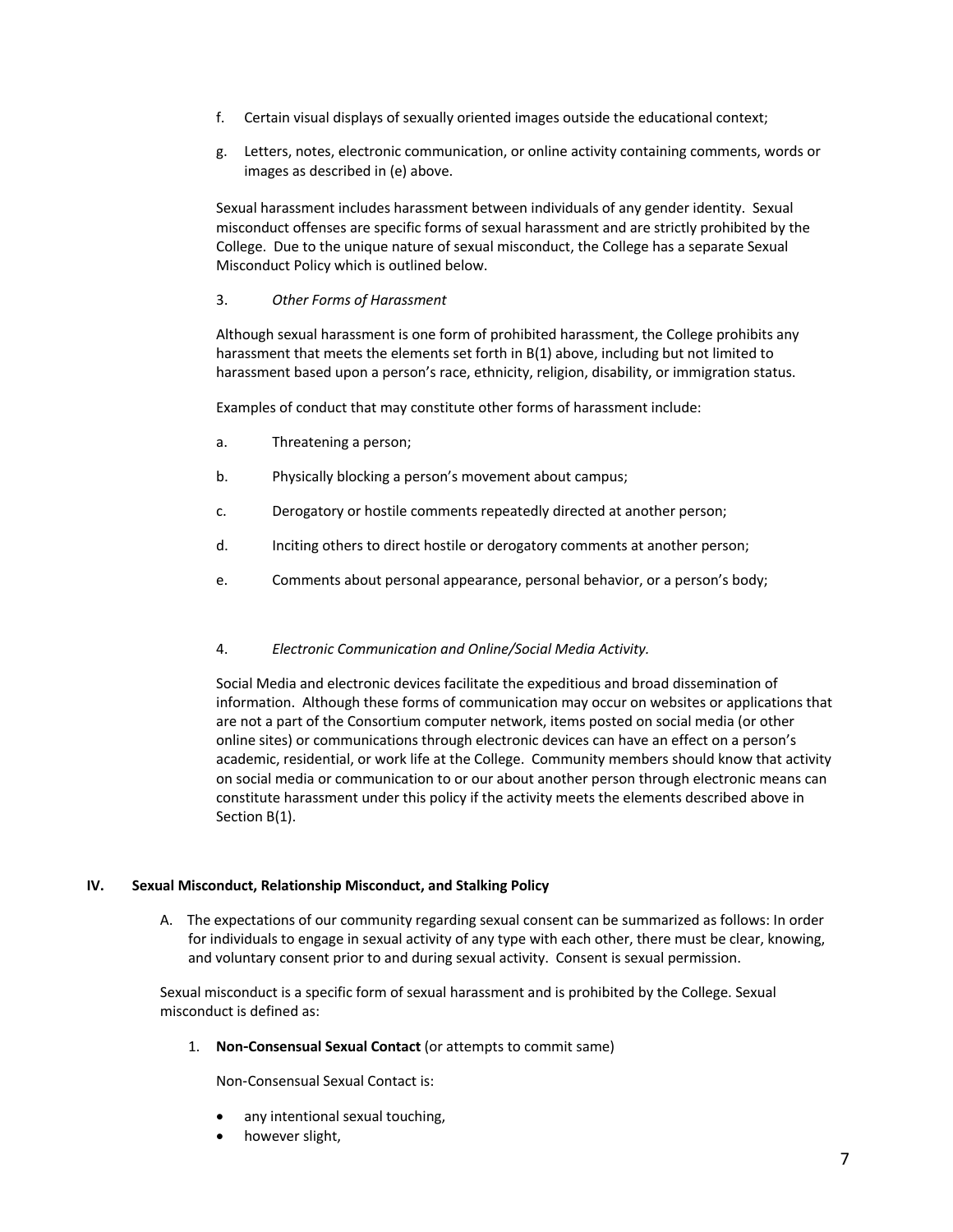f. Certain visual displays of sexually oriented images outside the educational context;

g. Letters, notes, electronic communication, or online activity containing comments, words or images as described in (e) above.

Sexual harassment includes harassment between individuals of any gender identity. Sexual misconduct offenses are specific forms of sexual harassment and are strictly prohibited by the College. Due to the unique nature of sexual misconduct, the College has a separate Sexual Misconduct Policy which is outlined below.

3. *Other Forms of Harassment*

Although sexual harassment is one form of prohibited harassment, the College prohibits any harassment that meets the elements set forth in B(1) above, including but not limited to harassment based upon a person's race, ethnicity, religion, disability, or immigration status.

Examples of conduct that may constitute other forms of harassment include:

a. Threatening a person;

b. Physically blocking a person's movement about campus;

c. Derogatory or hostile comments repeatedly directed at another person;

d. Inciting others to direct hostile or derogatory comments at another person;

e. Comments about personal appearance, personal behavior, or a person's body;

4. *Electronic Communication and Online/Social Media Activity.*

Social Media and electronic devices facilitate the expeditious and broad dissemination of information. Although these forms of communication may occur on websites or applications that are not a part of the Consortium computer network, items posted on social media (or other online sites) or communications through electronic devices can have an effect on a person's academic, residential, or work life at the College. Community members should know that activity on social media or communication to or our about another person through electronic means can constitute harassment under this policy if the activity meets the elements described above in Section B(1).

## IV. Sexual Misconduct, Relationship Misconduct, and Stalking Policy

A. The expectations of our community regarding sexual consent can be summarized as follows: In order for individuals to engage in sexual activity of any type with each other, there must be clear, knowing, and voluntary consent prior to and during sexual activity. Consent is sexual permission.

Sexual misconduct is a specific form of sexual harassment and is prohibited by the College. Sexual misconduct is defined as:

1. **Non-Consensual Sexual Contact** (or attempts to commit same)

Non-Consensual Sexual Contact is:

- any intentional sexual touching,
- however slight,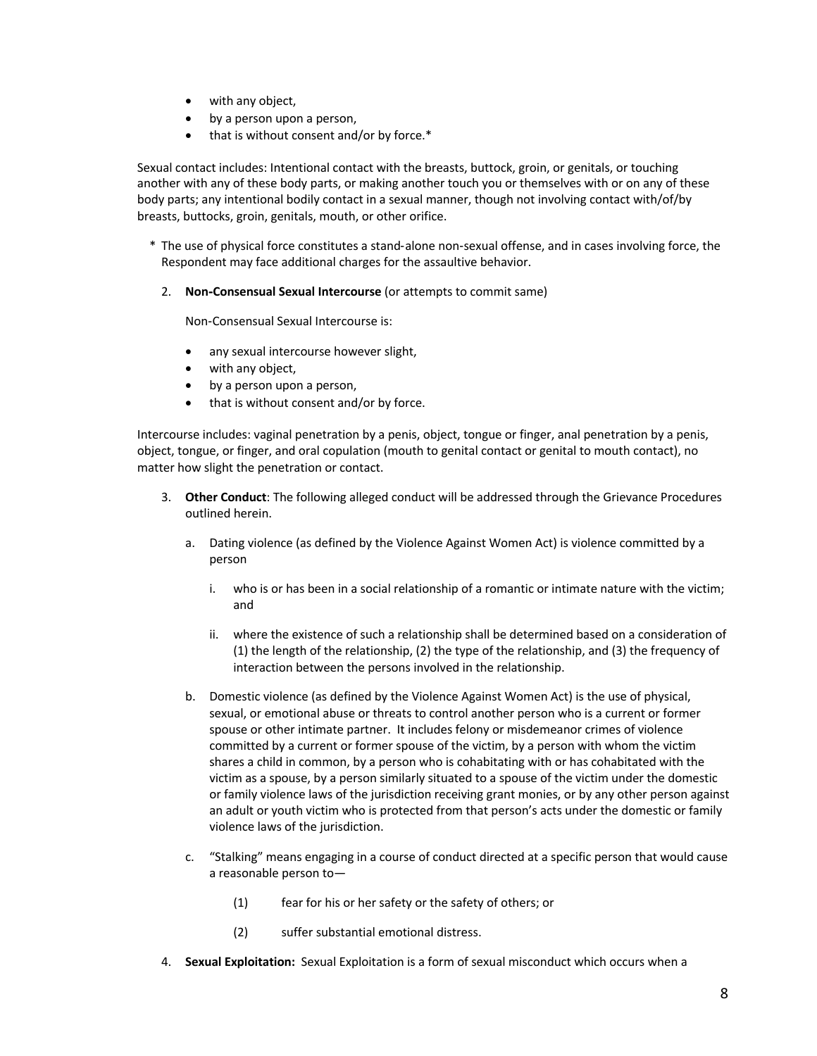- with any object,
- by a person upon a person,
- that is without consent and/or by force.*

Sexual contact includes: Intentional contact with the breasts, buttock, groin, or genitals, or touching another with any of these body parts, or making another touch you or themselves with or on any of these body parts; any intentional bodily contact in a sexual manner, though not involving contact with/of/by breasts, buttocks, groin, genitals, mouth, or other orifice.

\* The use of physical force constitutes a stand-alone non-sexual offense, and in cases involving force, the Respondent may face additional charges for the assaultive behavior.

2. **Non-Consensual Sexual Intercourse** (or attempts to commit same)

   Non-Consensual Sexual Intercourse is:

   - any sexual intercourse however slight,
   - with any object,
   - by a person upon a person,
   - that is without consent and/or by force.

Intercourse includes: vaginal penetration by a penis, object, tongue or finger, anal penetration by a penis, object, tongue, or finger, and oral copulation (mouth to genital contact or genital to mouth contact), no matter how slight the penetration or contact.

3. **Other Conduct**: The following alleged conduct will be addressed through the Grievance Procedures outlined herein.

   a. Dating violence (as defined by the Violence Against Women Act) is violence committed by a person

      i. who is or has been in a social relationship of a romantic or intimate nature with the victim; and

      ii. where the existence of such a relationship shall be determined based on a consideration of (1) the length of the relationship, (2) the type of the relationship, and (3) the frequency of interaction between the persons involved in the relationship.

   b. Domestic violence (as defined by the Violence Against Women Act) is the use of physical, sexual, or emotional abuse or threats to control another person who is a current or former spouse or other intimate partner. It includes felony or misdemeanor crimes of violence committed by a current or former spouse of the victim, by a person with whom the victim shares a child in common, by a person who is cohabitating with or has cohabitated with the victim as a spouse, by a person similarly situated to a spouse of the victim under the domestic or family violence laws of the jurisdiction receiving grant monies, or by any other person against an adult or youth victim who is protected from that person's acts under the domestic or family violence laws of the jurisdiction.

   c. "Stalking" means engaging in a course of conduct directed at a specific person that would cause a reasonable person to—

      (1) fear for his or her safety or the safety of others; or

      (2) suffer substantial emotional distress.

4. **Sexual Exploitation:** Sexual Exploitation is a form of sexual misconduct which occurs when a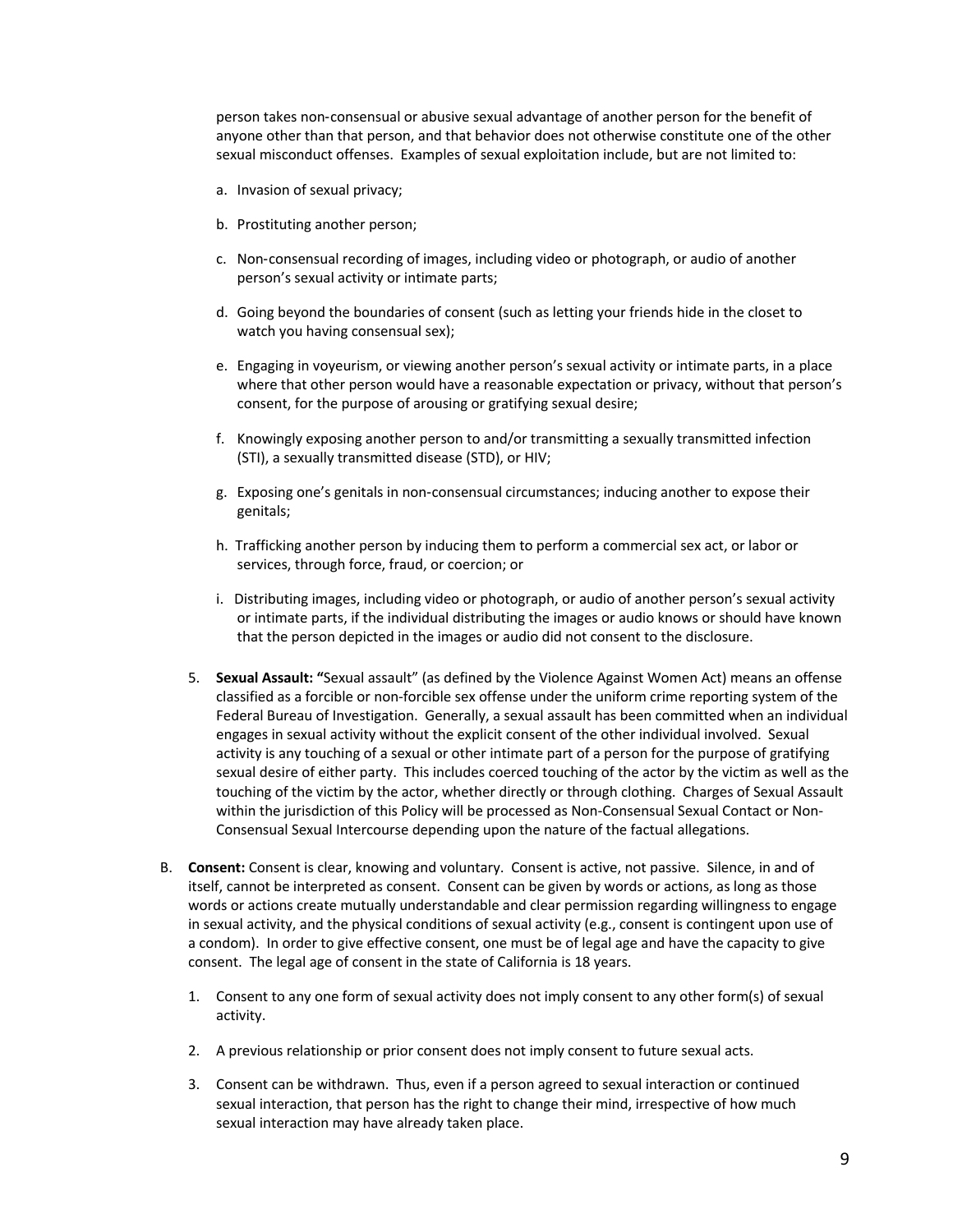person takes non-consensual or abusive sexual advantage of another person for the benefit of anyone other than that person, and that behavior does not otherwise constitute one of the other sexual misconduct offenses. Examples of sexual exploitation include, but are not limited to:

a. Invasion of sexual privacy;

b. Prostituting another person;

c. Non-consensual recording of images, including video or photograph, or audio of another person's sexual activity or intimate parts;

d. Going beyond the boundaries of consent (such as letting your friends hide in the closet to watch you having consensual sex);

e. Engaging in voyeurism, or viewing another person's sexual activity or intimate parts, in a place where that other person would have a reasonable expectation or privacy, without that person's consent, for the purpose of arousing or gratifying sexual desire;

f. Knowingly exposing another person to and/or transmitting a sexually transmitted infection (STI), a sexually transmitted disease (STD), or HIV;

g. Exposing one's genitals in non-consensual circumstances; inducing another to expose their genitals;

h. Trafficking another person by inducing them to perform a commercial sex act, or labor or services, through force, fraud, or coercion; or

i. Distributing images, including video or photograph, or audio of another person's sexual activity or intimate parts, if the individual distributing the images or audio knows or should have known that the person depicted in the images or audio did not consent to the disclosure.

5. **Sexual Assault: "**Sexual assault" (as defined by the Violence Against Women Act) means an offense classified as a forcible or non-forcible sex offense under the uniform crime reporting system of the Federal Bureau of Investigation. Generally, a sexual assault has been committed when an individual engages in sexual activity without the explicit consent of the other individual involved. Sexual activity is any touching of a sexual or other intimate part of a person for the purpose of gratifying sexual desire of either party. This includes coerced touching of the actor by the victim as well as the touching of the victim by the actor, whether directly or through clothing. Charges of Sexual Assault within the jurisdiction of this Policy will be processed as Non-Consensual Sexual Contact or Non-Consensual Sexual Intercourse depending upon the nature of the factual allegations.

B. **Consent:** Consent is clear, knowing and voluntary. Consent is active, not passive. Silence, in and of itself, cannot be interpreted as consent. Consent can be given by words or actions, as long as those words or actions create mutually understandable and clear permission regarding willingness to engage in sexual activity, and the physical conditions of sexual activity (e.g., consent is contingent upon use of a condom). In order to give effective consent, one must be of legal age and have the capacity to give consent. The legal age of consent in the state of California is 18 years.

1. Consent to any one form of sexual activity does not imply consent to any other form(s) of sexual activity.

2. A previous relationship or prior consent does not imply consent to future sexual acts.

3. Consent can be withdrawn. Thus, even if a person agreed to sexual interaction or continued sexual interaction, that person has the right to change their mind, irrespective of how much sexual interaction may have already taken place.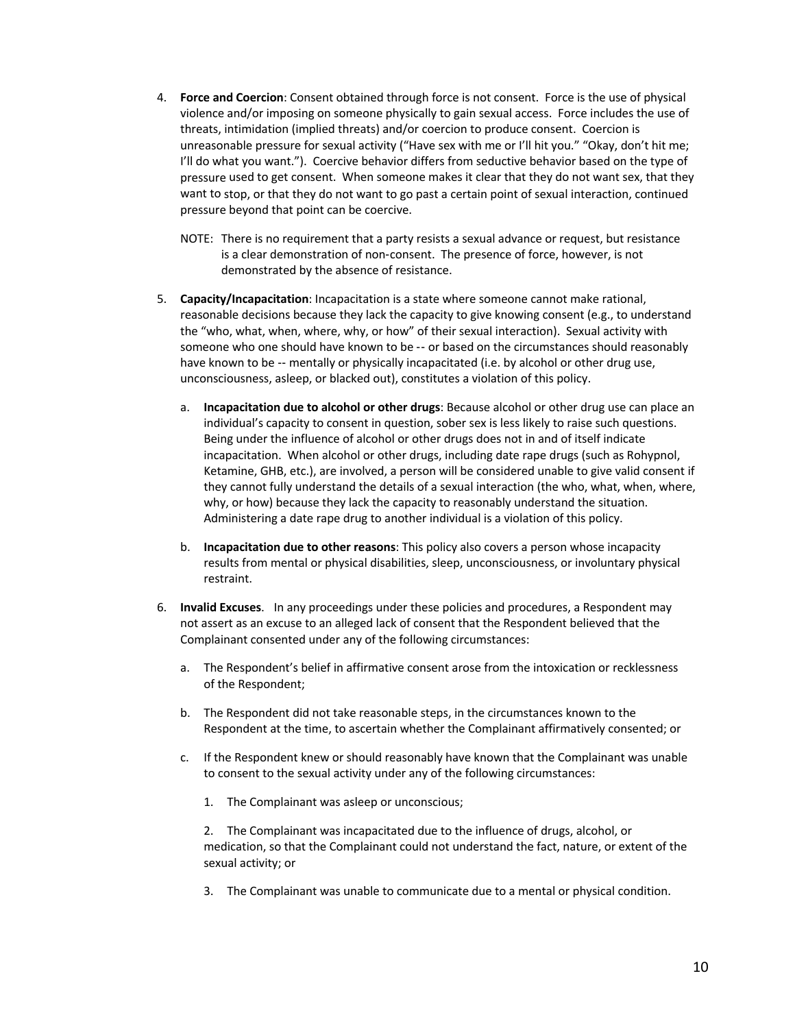4. **Force and Coercion**: Consent obtained through force is not consent. Force is the use of physical violence and/or imposing on someone physically to gain sexual access. Force includes the use of threats, intimidation (implied threats) and/or coercion to produce consent. Coercion is unreasonable pressure for sexual activity ("Have sex with me or I'll hit you." "Okay, don't hit me; I'll do what you want."). Coercive behavior differs from seductive behavior based on the type of pressure used to get consent. When someone makes it clear that they do not want sex, that they want to stop, or that they do not want to go past a certain point of sexual interaction, continued pressure beyond that point can be coercive.

   NOTE: There is no requirement that a party resists a sexual advance or request, but resistance is a clear demonstration of non-consent. The presence of force, however, is not demonstrated by the absence of resistance.

5. **Capacity/Incapacitation**: Incapacitation is a state where someone cannot make rational, reasonable decisions because they lack the capacity to give knowing consent (e.g., to understand the "who, what, when, where, why, or how" of their sexual interaction). Sexual activity with someone who one should have known to be -- or based on the circumstances should reasonably have known to be -- mentally or physically incapacitated (i.e. by alcohol or other drug use, unconsciousness, asleep, or blacked out), constitutes a violation of this policy.

   a. **Incapacitation due to alcohol or other drugs**: Because alcohol or other drug use can place an individual's capacity to consent in question, sober sex is less likely to raise such questions. Being under the influence of alcohol or other drugs does not in and of itself indicate incapacitation. When alcohol or other drugs, including date rape drugs (such as Rohypnol, Ketamine, GHB, etc.), are involved, a person will be considered unable to give valid consent if they cannot fully understand the details of a sexual interaction (the who, what, when, where, why, or how) because they lack the capacity to reasonably understand the situation. Administering a date rape drug to another individual is a violation of this policy.

   b. **Incapacitation due to other reasons**: This policy also covers a person whose incapacity results from mental or physical disabilities, sleep, unconsciousness, or involuntary physical restraint.

6. **Invalid Excuses**. In any proceedings under these policies and procedures, a Respondent may not assert as an excuse to an alleged lack of consent that the Respondent believed that the Complainant consented under any of the following circumstances:

   a. The Respondent's belief in affirmative consent arose from the intoxication or recklessness of the Respondent;

   b. The Respondent did not take reasonable steps, in the circumstances known to the Respondent at the time, to ascertain whether the Complainant affirmatively consented; or

   c. If the Respondent knew or should reasonably have known that the Complainant was unable to consent to the sexual activity under any of the following circumstances:

      1. The Complainant was asleep or unconscious;

      2. The Complainant was incapacitated due to the influence of drugs, alcohol, or medication, so that the Complainant could not understand the fact, nature, or extent of the sexual activity; or

      3. The Complainant was unable to communicate due to a mental or physical condition.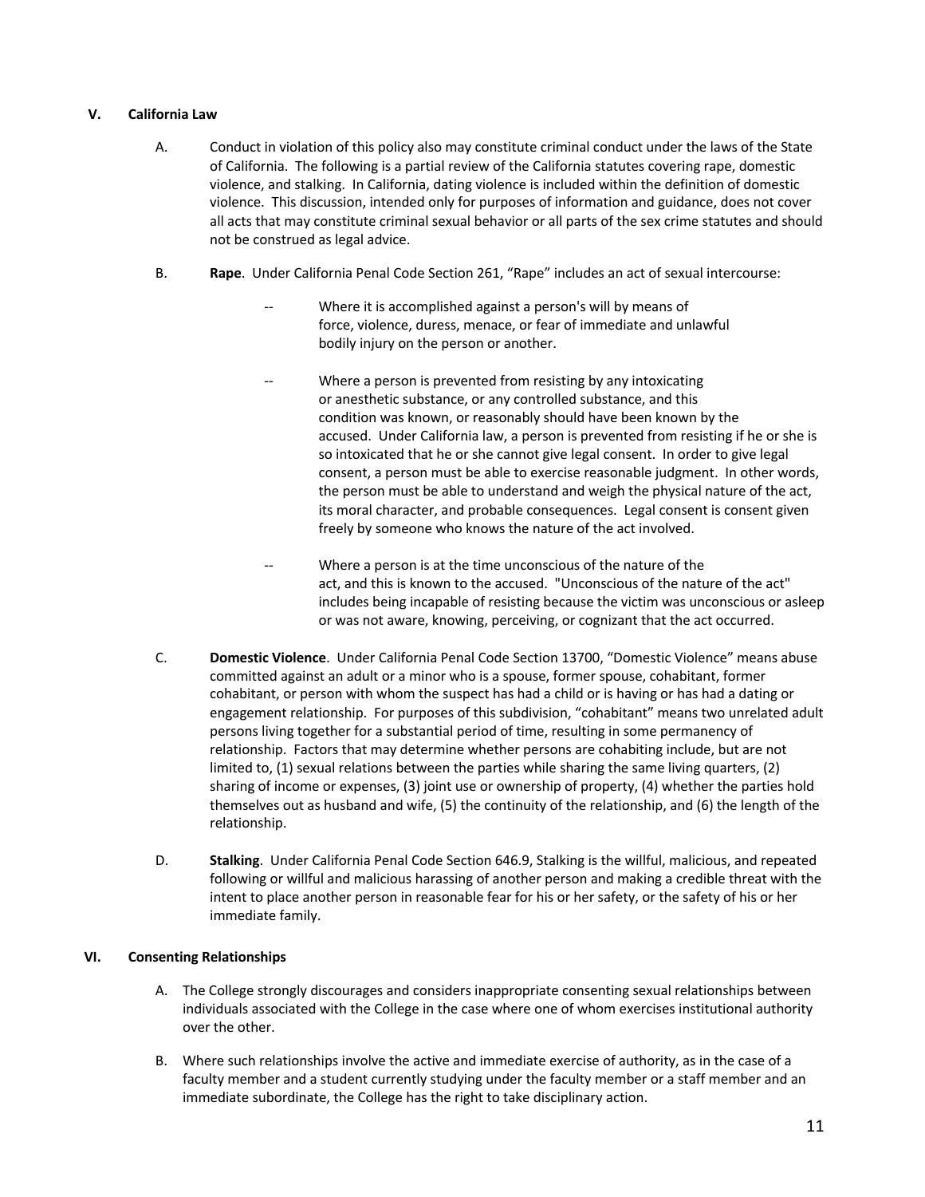## V. California Law

A. Conduct in violation of this policy also may constitute criminal conduct under the laws of the State of California. The following is a partial review of the California statutes covering rape, domestic violence, and stalking. In California, dating violence is included within the definition of domestic violence. This discussion, intended only for purposes of information and guidance, does not cover all acts that may constitute criminal sexual behavior or all parts of the sex crime statutes and should not be construed as legal advice.

B. **Rape**. Under California Penal Code Section 261, "Rape" includes an act of sexual intercourse:

- -- Where it is accomplished against a person's will by means of force, violence, duress, menace, or fear of immediate and unlawful bodily injury on the person or another.
- -- Where a person is prevented from resisting by any intoxicating or anesthetic substance, or any controlled substance, and this condition was known, or reasonably should have been known by the accused. Under California law, a person is prevented from resisting if he or she is so intoxicated that he or she cannot give legal consent. In order to give legal consent, a person must be able to exercise reasonable judgment. In other words, the person must be able to understand and weigh the physical nature of the act, its moral character, and probable consequences. Legal consent is consent given freely by someone who knows the nature of the act involved.
- -- Where a person is at the time unconscious of the nature of the act, and this is known to the accused. "Unconscious of the nature of the act" includes being incapable of resisting because the victim was unconscious or asleep or was not aware, knowing, perceiving, or cognizant that the act occurred.

C. **Domestic Violence**. Under California Penal Code Section 13700, "Domestic Violence" means abuse committed against an adult or a minor who is a spouse, former spouse, cohabitant, former cohabitant, or person with whom the suspect has had a child or is having or has had a dating or engagement relationship. For purposes of this subdivision, "cohabitant" means two unrelated adult persons living together for a substantial period of time, resulting in some permanency of relationship. Factors that may determine whether persons are cohabiting include, but are not limited to, (1) sexual relations between the parties while sharing the same living quarters, (2) sharing of income or expenses, (3) joint use or ownership of property, (4) whether the parties hold themselves out as husband and wife, (5) the continuity of the relationship, and (6) the length of the relationship.

D. **Stalking**. Under California Penal Code Section 646.9, Stalking is the willful, malicious, and repeated following or willful and malicious harassing of another person and making a credible threat with the intent to place another person in reasonable fear for his or her safety, or the safety of his or her immediate family.

## VI. Consenting Relationships

A. The College strongly discourages and considers inappropriate consenting sexual relationships between individuals associated with the College in the case where one of whom exercises institutional authority over the other.

B. Where such relationships involve the active and immediate exercise of authority, as in the case of a faculty member and a student currently studying under the faculty member or a staff member and an immediate subordinate, the College has the right to take disciplinary action.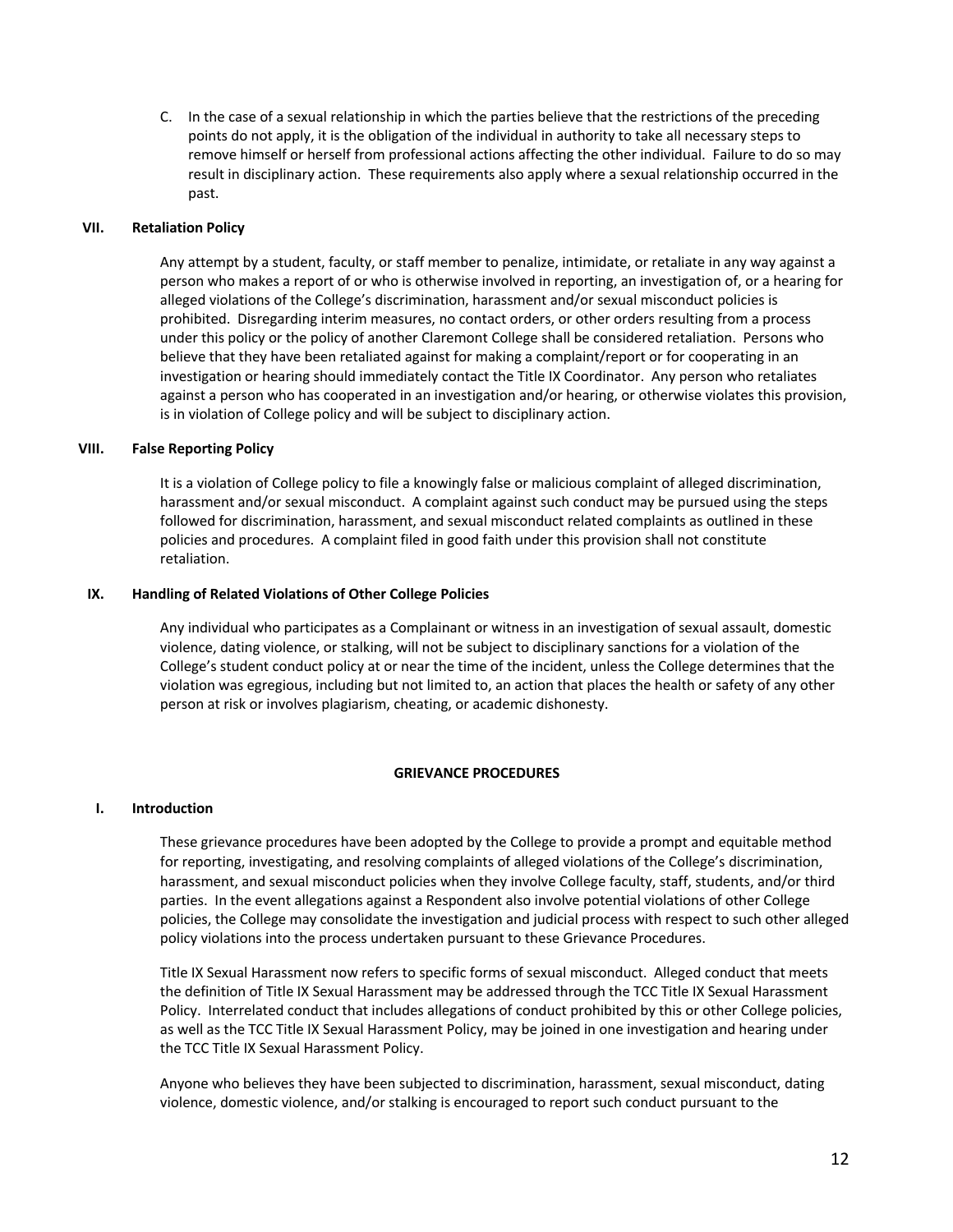C. In the case of a sexual relationship in which the parties believe that the restrictions of the preceding points do not apply, it is the obligation of the individual in authority to take all necessary steps to remove himself or herself from professional actions affecting the other individual. Failure to do so may result in disciplinary action. These requirements also apply where a sexual relationship occurred in the past.

### VII. Retaliation Policy

Any attempt by a student, faculty, or staff member to penalize, intimidate, or retaliate in any way against a person who makes a report of or who is otherwise involved in reporting, an investigation of, or a hearing for alleged violations of the College's discrimination, harassment and/or sexual misconduct policies is prohibited. Disregarding interim measures, no contact orders, or other orders resulting from a process under this policy or the policy of another Claremont College shall be considered retaliation. Persons who believe that they have been retaliated against for making a complaint/report or for cooperating in an investigation or hearing should immediately contact the Title IX Coordinator. Any person who retaliates against a person who has cooperated in an investigation and/or hearing, or otherwise violates this provision, is in violation of College policy and will be subject to disciplinary action.

### VIII. False Reporting Policy

It is a violation of College policy to file a knowingly false or malicious complaint of alleged discrimination, harassment and/or sexual misconduct. A complaint against such conduct may be pursued using the steps followed for discrimination, harassment, and sexual misconduct related complaints as outlined in these policies and procedures. A complaint filed in good faith under this provision shall not constitute retaliation.

### IX. Handling of Related Violations of Other College Policies

Any individual who participates as a Complainant or witness in an investigation of sexual assault, domestic violence, dating violence, or stalking, will not be subject to disciplinary sanctions for a violation of the College's student conduct policy at or near the time of the incident, unless the College determines that the violation was egregious, including but not limited to, an action that places the health or safety of any other person at risk or involves plagiarism, cheating, or academic dishonesty.

## GRIEVANCE PROCEDURES

### I. Introduction

These grievance procedures have been adopted by the College to provide a prompt and equitable method for reporting, investigating, and resolving complaints of alleged violations of the College's discrimination, harassment, and sexual misconduct policies when they involve College faculty, staff, students, and/or third parties. In the event allegations against a Respondent also involve potential violations of other College policies, the College may consolidate the investigation and judicial process with respect to such other alleged policy violations into the process undertaken pursuant to these Grievance Procedures.

Title IX Sexual Harassment now refers to specific forms of sexual misconduct. Alleged conduct that meets the definition of Title IX Sexual Harassment may be addressed through the TCC Title IX Sexual Harassment Policy. Interrelated conduct that includes allegations of conduct prohibited by this or other College policies, as well as the TCC Title IX Sexual Harassment Policy, may be joined in one investigation and hearing under the TCC Title IX Sexual Harassment Policy.

Anyone who believes they have been subjected to discrimination, harassment, sexual misconduct, dating violence, domestic violence, and/or stalking is encouraged to report such conduct pursuant to the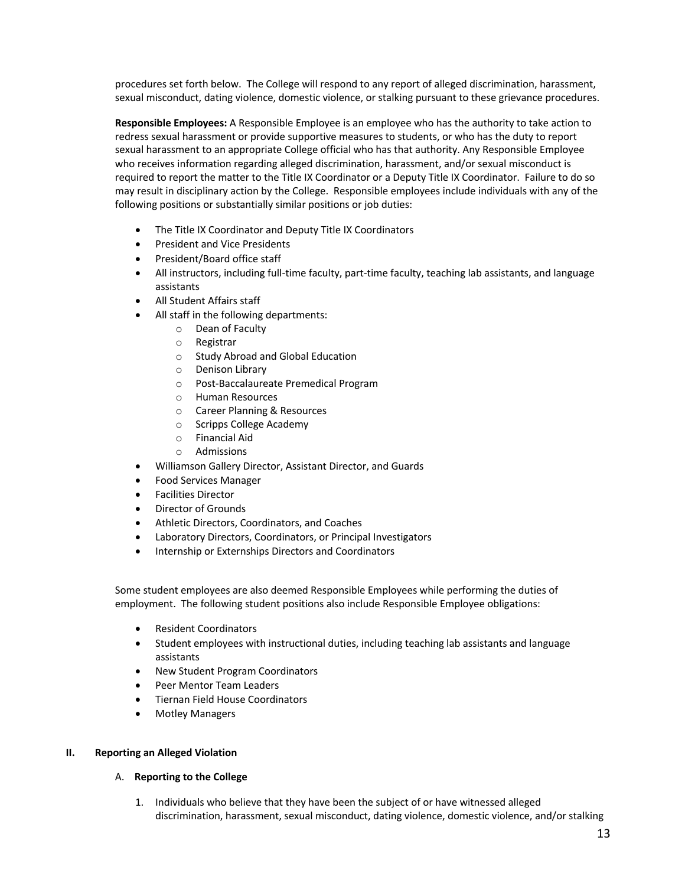procedures set forth below. The College will respond to any report of alleged discrimination, harassment, sexual misconduct, dating violence, domestic violence, or stalking pursuant to these grievance procedures.

**Responsible Employees:** A Responsible Employee is an employee who has the authority to take action to redress sexual harassment or provide supportive measures to students, or who has the duty to report sexual harassment to an appropriate College official who has that authority. Any Responsible Employee who receives information regarding alleged discrimination, harassment, and/or sexual misconduct is required to report the matter to the Title IX Coordinator or a Deputy Title IX Coordinator. Failure to do so may result in disciplinary action by the College. Responsible employees include individuals with any of the following positions or substantially similar positions or job duties:

- The Title IX Coordinator and Deputy Title IX Coordinators
- President and Vice Presidents
- President/Board office staff
- All instructors, including full-time faculty, part-time faculty, teaching lab assistants, and language assistants
- All Student Affairs staff
- All staff in the following departments:
  - Dean of Faculty
  - Registrar
  - Study Abroad and Global Education
  - Denison Library
  - Post-Baccalaureate Premedical Program
  - Human Resources
  - Career Planning & Resources
  - Scripps College Academy
  - Financial Aid
  - Admissions
- Williamson Gallery Director, Assistant Director, and Guards
- Food Services Manager
- Facilities Director
- Director of Grounds
- Athletic Directors, Coordinators, and Coaches
- Laboratory Directors, Coordinators, or Principal Investigators
- Internship or Externships Directors and Coordinators

Some student employees are also deemed Responsible Employees while performing the duties of employment. The following student positions also include Responsible Employee obligations:

- Resident Coordinators
- Student employees with instructional duties, including teaching lab assistants and language assistants
- New Student Program Coordinators
- Peer Mentor Team Leaders
- Tiernan Field House Coordinators
- Motley Managers

## II. Reporting an Alleged Violation

### A. Reporting to the College

1. Individuals who believe that they have been the subject of or have witnessed alleged discrimination, harassment, sexual misconduct, dating violence, domestic violence, and/or stalking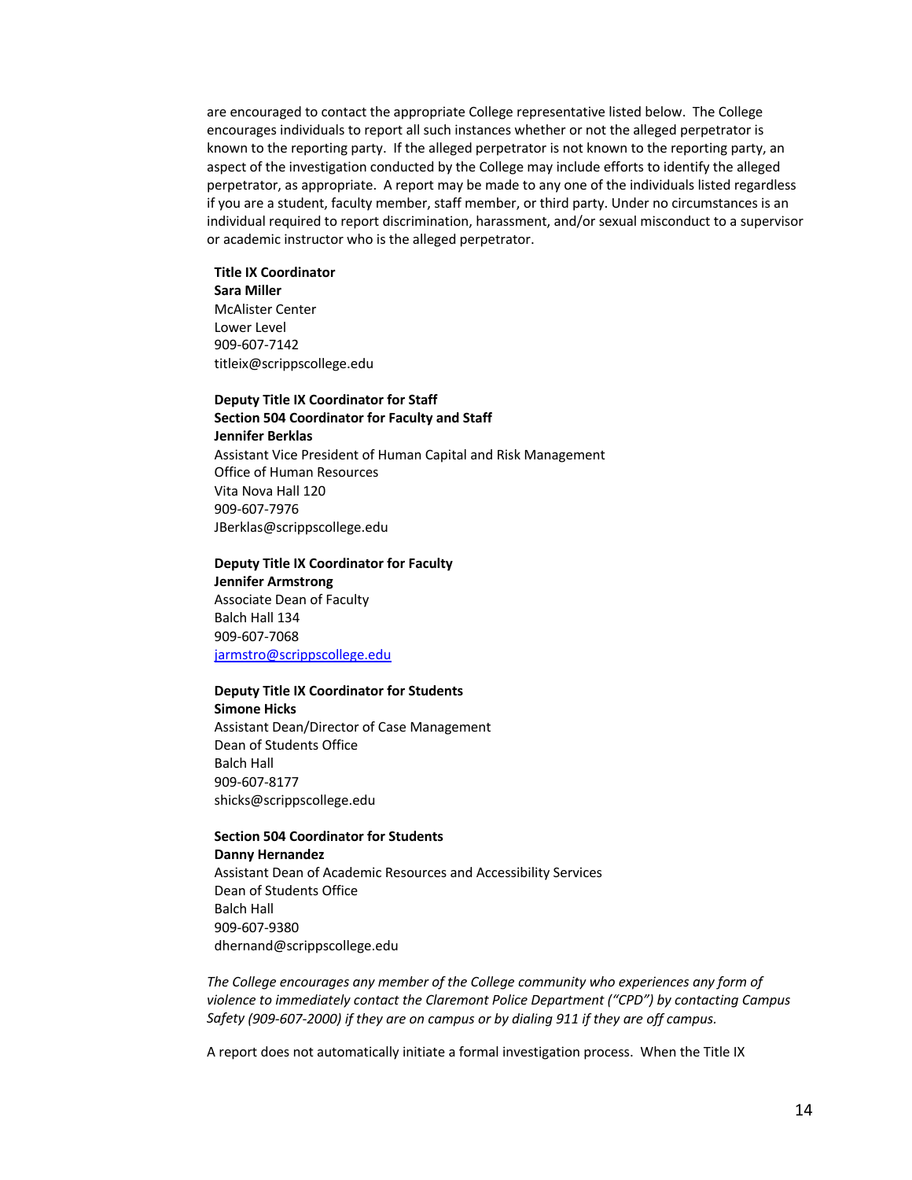are encouraged to contact the appropriate College representative listed below. The College encourages individuals to report all such instances whether or not the alleged perpetrator is known to the reporting party. If the alleged perpetrator is not known to the reporting party, an aspect of the investigation conducted by the College may include efforts to identify the alleged perpetrator, as appropriate. A report may be made to any one of the individuals listed regardless if you are a student, faculty member, staff member, or third party. Under no circumstances is an individual required to report discrimination, harassment, and/or sexual misconduct to a supervisor or academic instructor who is the alleged perpetrator.

**Title IX Coordinator**
**Sara Miller**
McAlister Center
Lower Level
909-607-7142
titleix@scrippscollege.edu

**Deputy Title IX Coordinator for Staff**
**Section 504 Coordinator for Faculty and Staff**
**Jennifer Berklas**
Assistant Vice President of Human Capital and Risk Management
Office of Human Resources
Vita Nova Hall 120
909-607-7976
JBerklas@scrippscollege.edu

**Deputy Title IX Coordinator for Faculty**
**Jennifer Armstrong**
Associate Dean of Faculty
Balch Hall 134
909-607-7068
jarmstro@scrippscollege.edu

**Deputy Title IX Coordinator for Students**
**Simone Hicks**
Assistant Dean/Director of Case Management
Dean of Students Office
Balch Hall
909-607-8177
shicks@scrippscollege.edu

**Section 504 Coordinator for Students**
**Danny Hernandez**
Assistant Dean of Academic Resources and Accessibility Services
Dean of Students Office
Balch Hall
909-607-9380
dhernand@scrippscollege.edu

*The College encourages any member of the College community who experiences any form of violence to immediately contact the Claremont Police Department ("CPD") by contacting Campus Safety (909-607-2000) if they are on campus or by dialing 911 if they are off campus.*

A report does not automatically initiate a formal investigation process. When the Title IX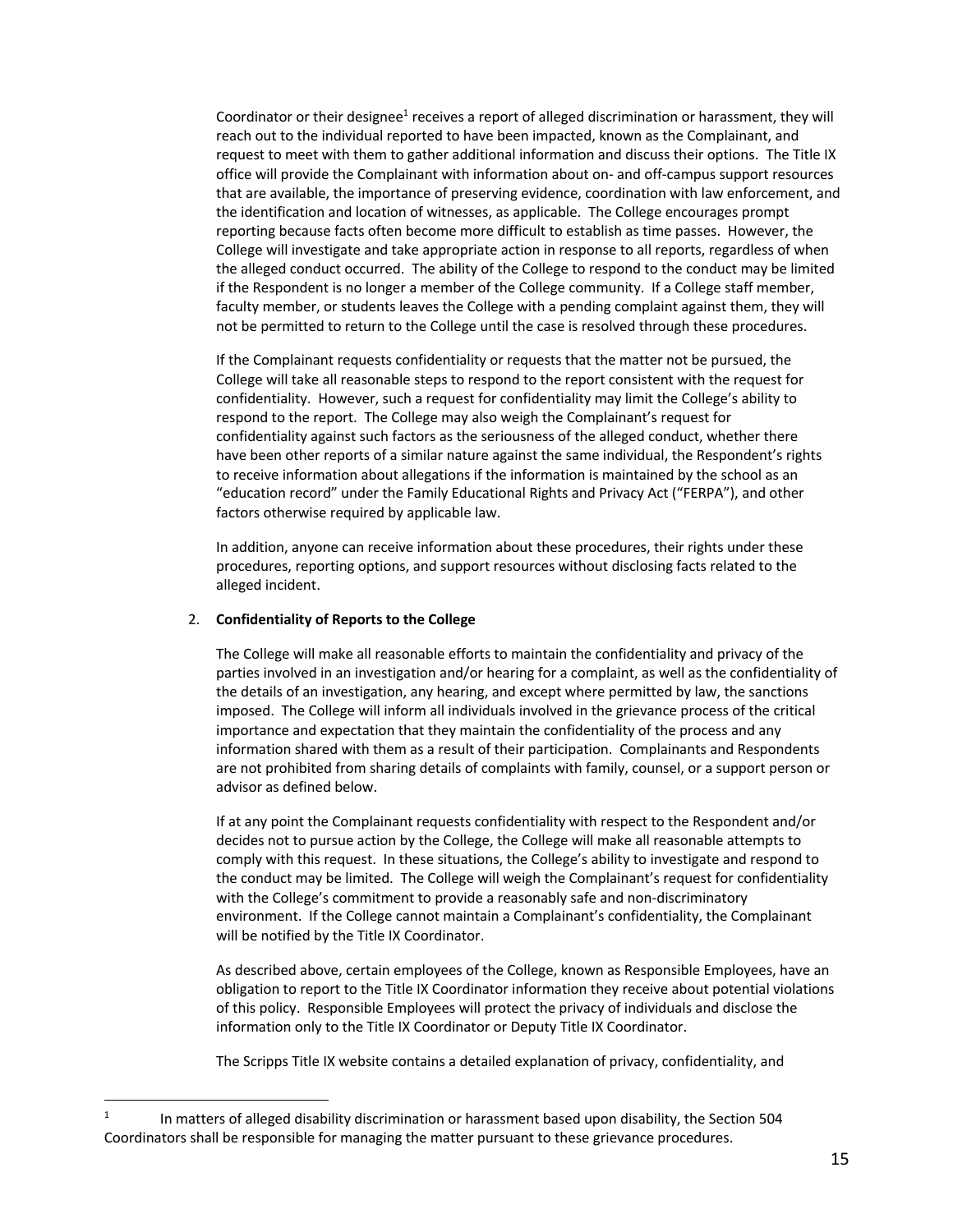Coordinator or their designee[1] receives a report of alleged discrimination or harassment, they will reach out to the individual reported to have been impacted, known as the Complainant, and request to meet with them to gather additional information and discuss their options. The Title IX office will provide the Complainant with information about on- and off-campus support resources that are available, the importance of preserving evidence, coordination with law enforcement, and the identification and location of witnesses, as applicable. The College encourages prompt reporting because facts often become more difficult to establish as time passes. However, the College will investigate and take appropriate action in response to all reports, regardless of when the alleged conduct occurred. The ability of the College to respond to the conduct may be limited if the Respondent is no longer a member of the College community. If a College staff member, faculty member, or students leaves the College with a pending complaint against them, they will not be permitted to return to the College until the case is resolved through these procedures.

If the Complainant requests confidentiality or requests that the matter not be pursued, the College will take all reasonable steps to respond to the report consistent with the request for confidentiality. However, such a request for confidentiality may limit the College's ability to respond to the report. The College may also weigh the Complainant's request for confidentiality against such factors as the seriousness of the alleged conduct, whether there have been other reports of a similar nature against the same individual, the Respondent's rights to receive information about allegations if the information is maintained by the school as an "education record" under the Family Educational Rights and Privacy Act ("FERPA"), and other factors otherwise required by applicable law.

In addition, anyone can receive information about these procedures, their rights under these procedures, reporting options, and support resources without disclosing facts related to the alleged incident.

2. **Confidentiality of Reports to the College**

The College will make all reasonable efforts to maintain the confidentiality and privacy of the parties involved in an investigation and/or hearing for a complaint, as well as the confidentiality of the details of an investigation, any hearing, and except where permitted by law, the sanctions imposed. The College will inform all individuals involved in the grievance process of the critical importance and expectation that they maintain the confidentiality of the process and any information shared with them as a result of their participation. Complainants and Respondents are not prohibited from sharing details of complaints with family, counsel, or a support person or advisor as defined below.

If at any point the Complainant requests confidentiality with respect to the Respondent and/or decides not to pursue action by the College, the College will make all reasonable attempts to comply with this request. In these situations, the College's ability to investigate and respond to the conduct may be limited. The College will weigh the Complainant's request for confidentiality with the College's commitment to provide a reasonably safe and non-discriminatory environment. If the College cannot maintain a Complainant's confidentiality, the Complainant will be notified by the Title IX Coordinator.

As described above, certain employees of the College, known as Responsible Employees, have an obligation to report to the Title IX Coordinator information they receive about potential violations of this policy. Responsible Employees will protect the privacy of individuals and disclose the information only to the Title IX Coordinator or Deputy Title IX Coordinator.

The Scripps Title IX website contains a detailed explanation of privacy, confidentiality, and

[1] In matters of alleged disability discrimination or harassment based upon disability, the Section 504 Coordinators shall be responsible for managing the matter pursuant to these grievance procedures.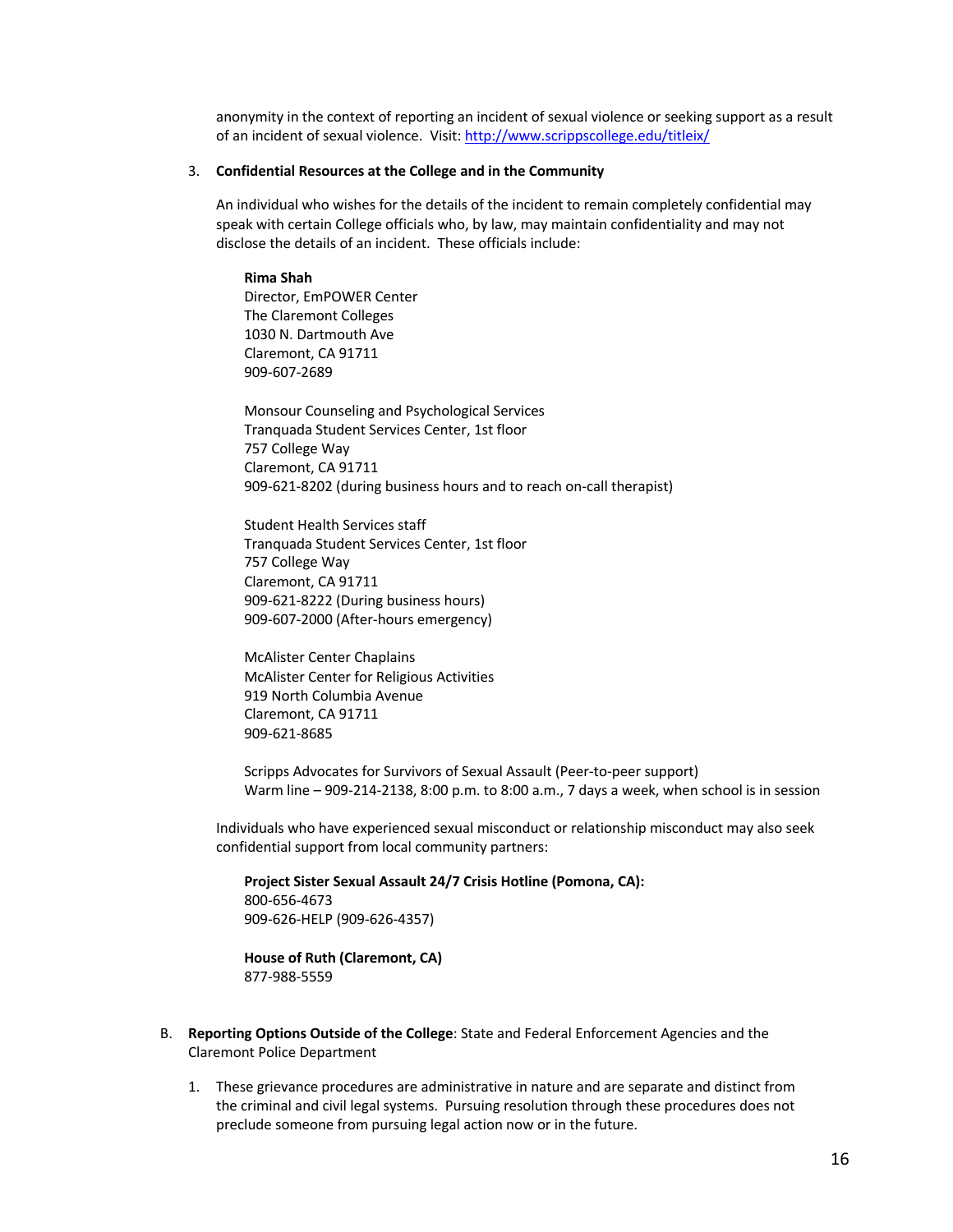anonymity in the context of reporting an incident of sexual violence or seeking support as a result of an incident of sexual violence. Visit: [http://www.scrippscollege.edu/titleix/](http://www.scrippscollege.edu/titleix/)

3. **Confidential Resources at the College and in the Community**

   An individual who wishes for the details of the incident to remain completely confidential may speak with certain College officials who, by law, may maintain confidentiality and may not disclose the details of an incident. These officials include:

   > **Rima Shah**
   > Director, EmPOWER Center
   > The Claremont Colleges
   > 1030 N. Dartmouth Ave
   > Claremont, CA 91711
   > 909-607-2689
   >
   > Monsour Counseling and Psychological Services
   > Tranquada Student Services Center, 1st floor
   > 757 College Way
   > Claremont, CA 91711
   > 909-621-8202 (during business hours and to reach on-call therapist)
   >
   > Student Health Services staff
   > Tranquada Student Services Center, 1st floor
   > 757 College Way
   > Claremont, CA 91711
   > 909-621-8222 (During business hours)
   > 909-607-2000 (After-hours emergency)
   >
   > McAlister Center Chaplains
   > McAlister Center for Religious Activities
   > 919 North Columbia Avenue
   > Claremont, CA 91711
   > 909-621-8685
   >
   > Scripps Advocates for Survivors of Sexual Assault (Peer-to-peer support)
   > Warm line – 909-214-2138, 8:00 p.m. to 8:00 a.m., 7 days a week, when school is in session

   Individuals who have experienced sexual misconduct or relationship misconduct may also seek confidential support from local community partners:

   > **Project Sister Sexual Assault 24/7 Crisis Hotline (Pomona, CA):**
   > 800-656-4673
   > 909-626-HELP (909-626-4357)
   >
   > **House of Ruth (Claremont, CA)**
   > 877-988-5559

B. **Reporting Options Outside of the College**: State and Federal Enforcement Agencies and the Claremont Police Department

   1. These grievance procedures are administrative in nature and are separate and distinct from the criminal and civil legal systems. Pursuing resolution through these procedures does not preclude someone from pursuing legal action now or in the future.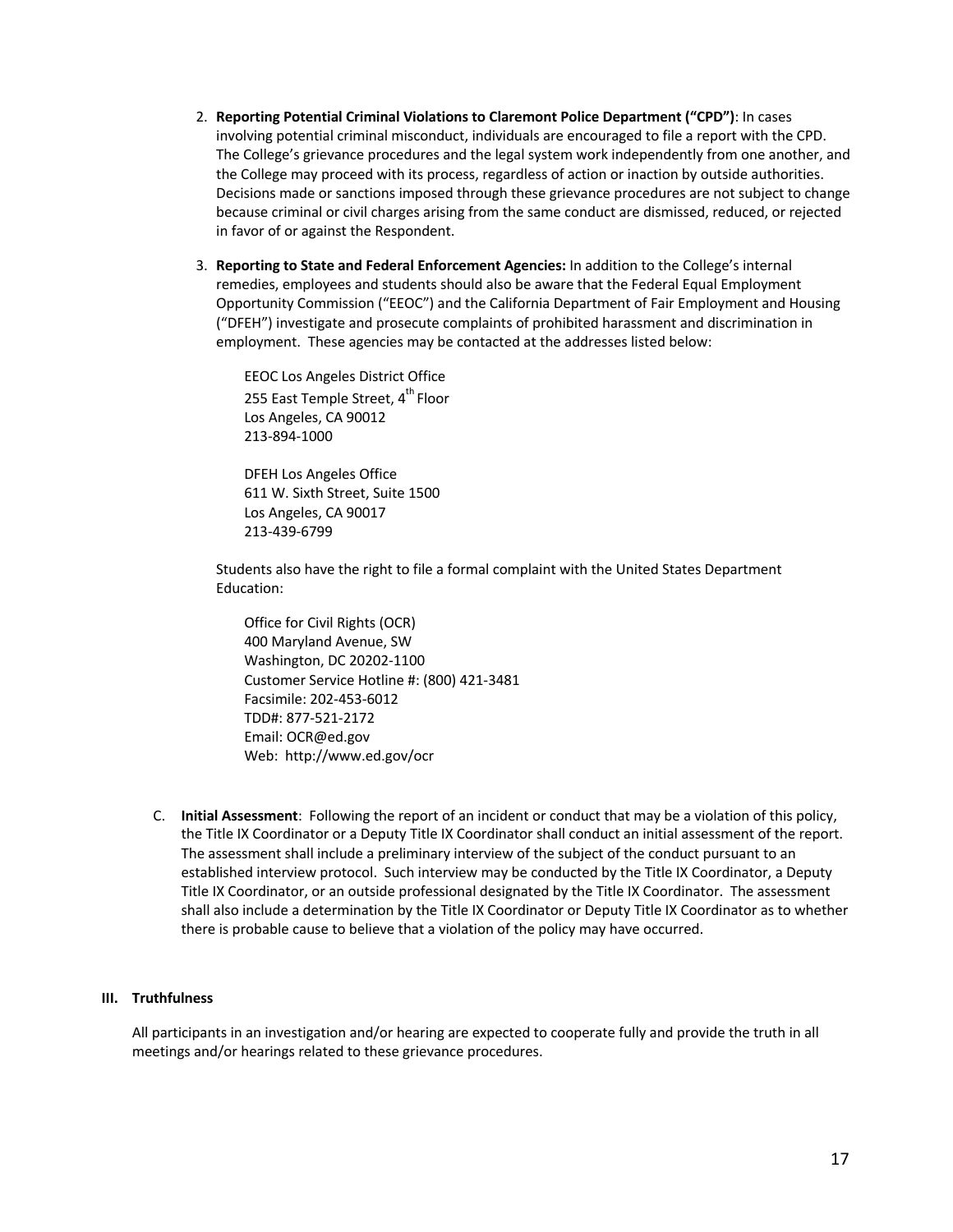2. **Reporting Potential Criminal Violations to Claremont Police Department ("CPD")**: In cases involving potential criminal misconduct, individuals are encouraged to file a report with the CPD. The College's grievance procedures and the legal system work independently from one another, and the College may proceed with its process, regardless of action or inaction by outside authorities. Decisions made or sanctions imposed through these grievance procedures are not subject to change because criminal or civil charges arising from the same conduct are dismissed, reduced, or rejected in favor of or against the Respondent.

3. **Reporting to State and Federal Enforcement Agencies:** In addition to the College's internal remedies, employees and students should also be aware that the Federal Equal Employment Opportunity Commission ("EEOC") and the California Department of Fair Employment and Housing ("DFEH") investigate and prosecute complaints of prohibited harassment and discrimination in employment. These agencies may be contacted at the addresses listed below:

   EEOC Los Angeles District Office
   255 East Temple Street, 4th Floor
   Los Angeles, CA 90012
   213-894-1000

   DFEH Los Angeles Office
   611 W. Sixth Street, Suite 1500
   Los Angeles, CA 90017
   213-439-6799

   Students also have the right to file a formal complaint with the United States Department Education:

   Office for Civil Rights (OCR)
   400 Maryland Avenue, SW
   Washington, DC 20202-1100
   Customer Service Hotline #: (800) 421-3481
   Facsimile: 202-453-6012
   TDD#: 877-521-2172
   Email: OCR@ed.gov
   Web: http://www.ed.gov/ocr

C. **Initial Assessment**: Following the report of an incident or conduct that may be a violation of this policy, the Title IX Coordinator or a Deputy Title IX Coordinator shall conduct an initial assessment of the report. The assessment shall include a preliminary interview of the subject of the conduct pursuant to an established interview protocol. Such interview may be conducted by the Title IX Coordinator, a Deputy Title IX Coordinator, or an outside professional designated by the Title IX Coordinator. The assessment shall also include a determination by the Title IX Coordinator or Deputy Title IX Coordinator as to whether there is probable cause to believe that a violation of the policy may have occurred.

## III. Truthfulness

All participants in an investigation and/or hearing are expected to cooperate fully and provide the truth in all meetings and/or hearings related to these grievance procedures.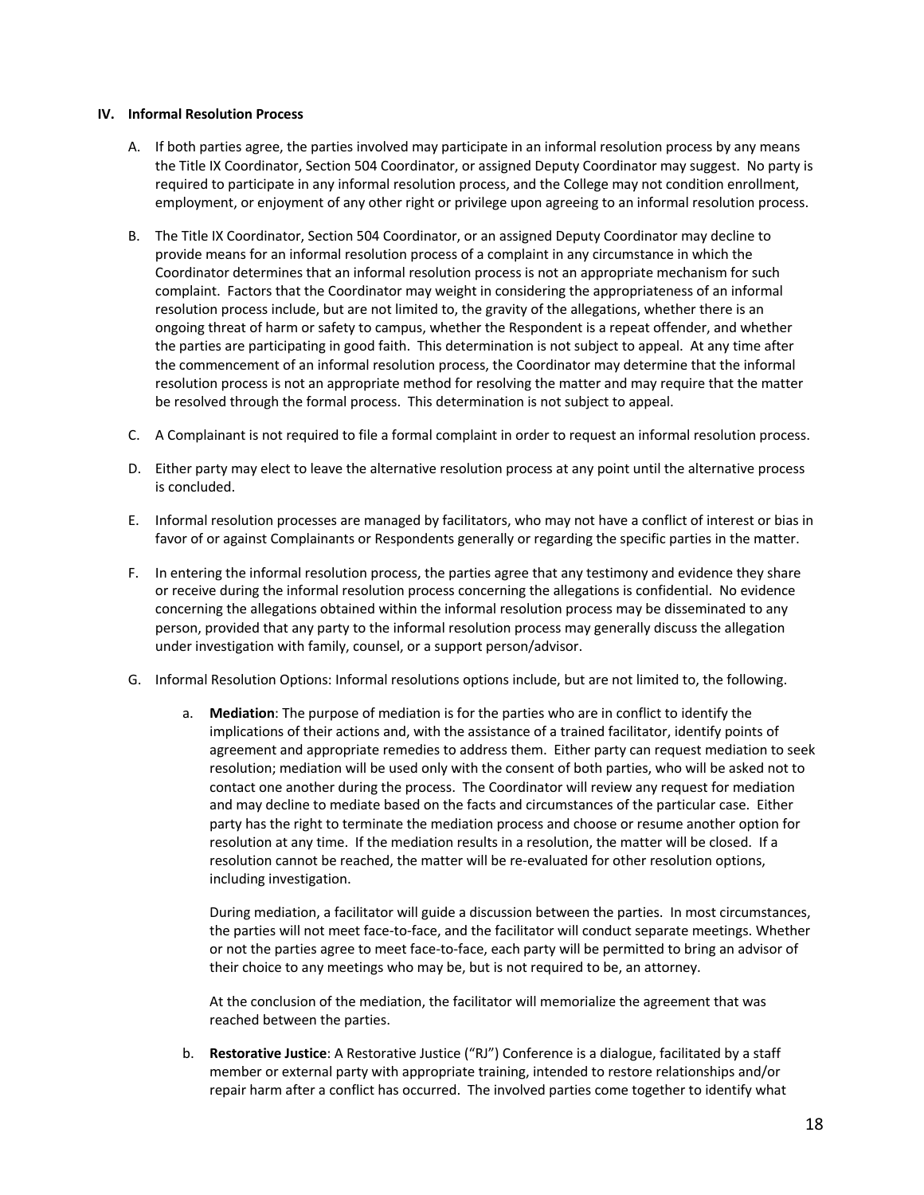## IV. Informal Resolution Process

A. If both parties agree, the parties involved may participate in an informal resolution process by any means the Title IX Coordinator, Section 504 Coordinator, or assigned Deputy Coordinator may suggest. No party is required to participate in any informal resolution process, and the College may not condition enrollment, employment, or enjoyment of any other right or privilege upon agreeing to an informal resolution process.

B. The Title IX Coordinator, Section 504 Coordinator, or an assigned Deputy Coordinator may decline to provide means for an informal resolution process of a complaint in any circumstance in which the Coordinator determines that an informal resolution process is not an appropriate mechanism for such complaint. Factors that the Coordinator may weight in considering the appropriateness of an informal resolution process include, but are not limited to, the gravity of the allegations, whether there is an ongoing threat of harm or safety to campus, whether the Respondent is a repeat offender, and whether the parties are participating in good faith. This determination is not subject to appeal. At any time after the commencement of an informal resolution process, the Coordinator may determine that the informal resolution process is not an appropriate method for resolving the matter and may require that the matter be resolved through the formal process. This determination is not subject to appeal.

C. A Complainant is not required to file a formal complaint in order to request an informal resolution process.

D. Either party may elect to leave the alternative resolution process at any point until the alternative process is concluded.

E. Informal resolution processes are managed by facilitators, who may not have a conflict of interest or bias in favor of or against Complainants or Respondents generally or regarding the specific parties in the matter.

F. In entering the informal resolution process, the parties agree that any testimony and evidence they share or receive during the informal resolution process concerning the allegations is confidential. No evidence concerning the allegations obtained within the informal resolution process may be disseminated to any person, provided that any party to the informal resolution process may generally discuss the allegation under investigation with family, counsel, or a support person/advisor.

G. Informal Resolution Options: Informal resolutions options include, but are not limited to, the following.

   a. **Mediation**: The purpose of mediation is for the parties who are in conflict to identify the implications of their actions and, with the assistance of a trained facilitator, identify points of agreement and appropriate remedies to address them. Either party can request mediation to seek resolution; mediation will be used only with the consent of both parties, who will be asked not to contact one another during the process. The Coordinator will review any request for mediation and may decline to mediate based on the facts and circumstances of the particular case. Either party has the right to terminate the mediation process and choose or resume another option for resolution at any time. If the mediation results in a resolution, the matter will be closed. If a resolution cannot be reached, the matter will be re-evaluated for other resolution options, including investigation.

      During mediation, a facilitator will guide a discussion between the parties. In most circumstances, the parties will not meet face-to-face, and the facilitator will conduct separate meetings. Whether or not the parties agree to meet face-to-face, each party will be permitted to bring an advisor of their choice to any meetings who may be, but is not required to be, an attorney.

      At the conclusion of the mediation, the facilitator will memorialize the agreement that was reached between the parties.

   b. **Restorative Justice**: A Restorative Justice ("RJ") Conference is a dialogue, facilitated by a staff member or external party with appropriate training, intended to restore relationships and/or repair harm after a conflict has occurred. The involved parties come together to identify what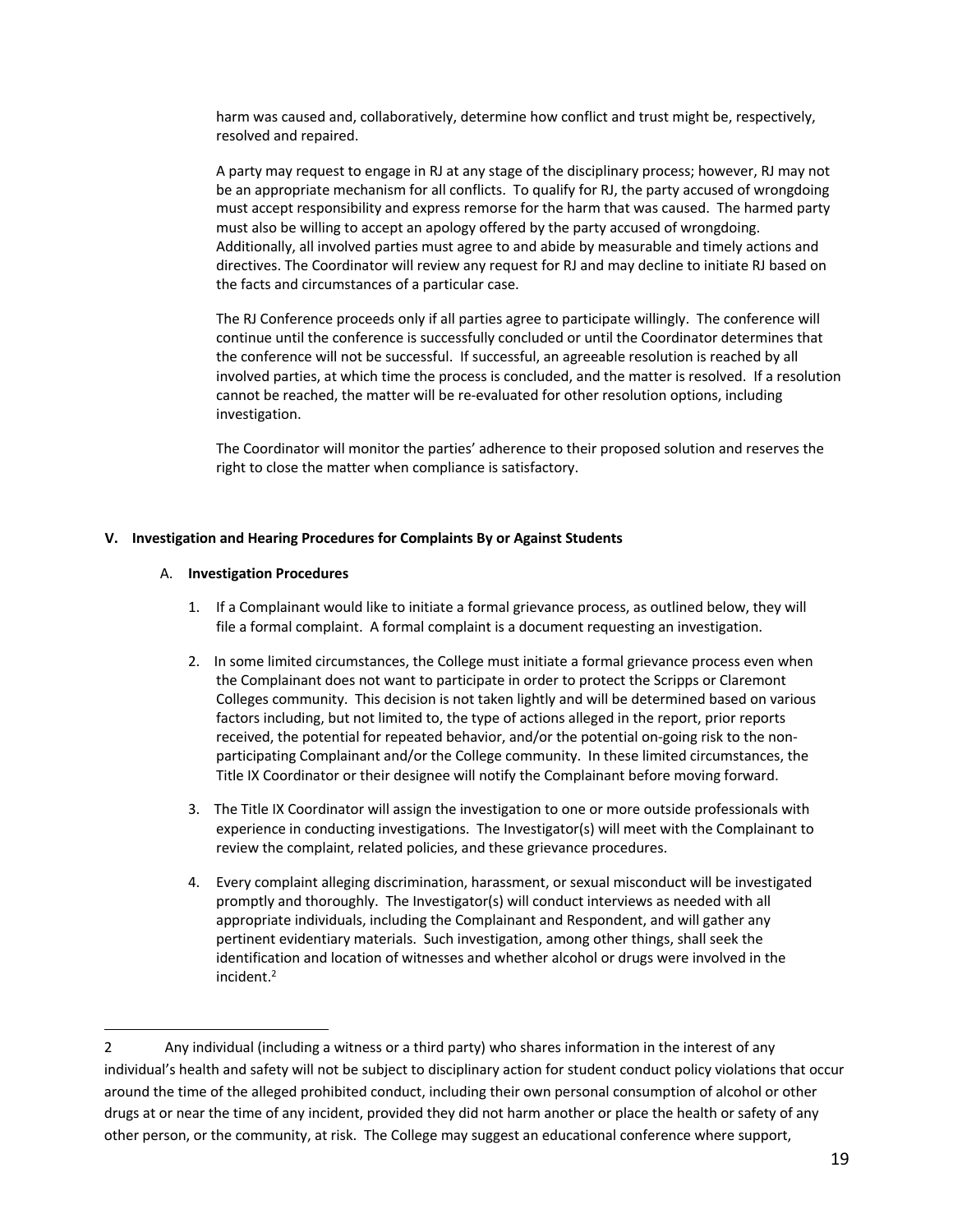harm was caused and, collaboratively, determine how conflict and trust might be, respectively, resolved and repaired.

A party may request to engage in RJ at any stage of the disciplinary process; however, RJ may not be an appropriate mechanism for all conflicts. To qualify for RJ, the party accused of wrongdoing must accept responsibility and express remorse for the harm that was caused. The harmed party must also be willing to accept an apology offered by the party accused of wrongdoing. Additionally, all involved parties must agree to and abide by measurable and timely actions and directives. The Coordinator will review any request for RJ and may decline to initiate RJ based on the facts and circumstances of a particular case.

The RJ Conference proceeds only if all parties agree to participate willingly. The conference will continue until the conference is successfully concluded or until the Coordinator determines that the conference will not be successful. If successful, an agreeable resolution is reached by all involved parties, at which time the process is concluded, and the matter is resolved. If a resolution cannot be reached, the matter will be re-evaluated for other resolution options, including investigation.

The Coordinator will monitor the parties' adherence to their proposed solution and reserves the right to close the matter when compliance is satisfactory.

## V. Investigation and Hearing Procedures for Complaints By or Against Students

### A. Investigation Procedures

1. If a Complainant would like to initiate a formal grievance process, as outlined below, they will file a formal complaint. A formal complaint is a document requesting an investigation.

2. In some limited circumstances, the College must initiate a formal grievance process even when the Complainant does not want to participate in order to protect the Scripps or Claremont Colleges community. This decision is not taken lightly and will be determined based on various factors including, but not limited to, the type of actions alleged in the report, prior reports received, the potential for repeated behavior, and/or the potential on-going risk to the non-participating Complainant and/or the College community. In these limited circumstances, the Title IX Coordinator or their designee will notify the Complainant before moving forward.

3. The Title IX Coordinator will assign the investigation to one or more outside professionals with experience in conducting investigations. The Investigator(s) will meet with the Complainant to review the complaint, related policies, and these grievance procedures.

4. Every complaint alleging discrimination, harassment, or sexual misconduct will be investigated promptly and thoroughly. The Investigator(s) will conduct interviews as needed with all appropriate individuals, including the Complainant and Respondent, and will gather any pertinent evidentiary materials. Such investigation, among other things, shall seek the identification and location of witnesses and whether alcohol or drugs were involved in the incident.[2]

---

2 Any individual (including a witness or a third party) who shares information in the interest of any individual's health and safety will not be subject to disciplinary action for student conduct policy violations that occur around the time of the alleged prohibited conduct, including their own personal consumption of alcohol or other drugs at or near the time of any incident, provided they did not harm another or place the health or safety of any other person, or the community, at risk. The College may suggest an educational conference where support,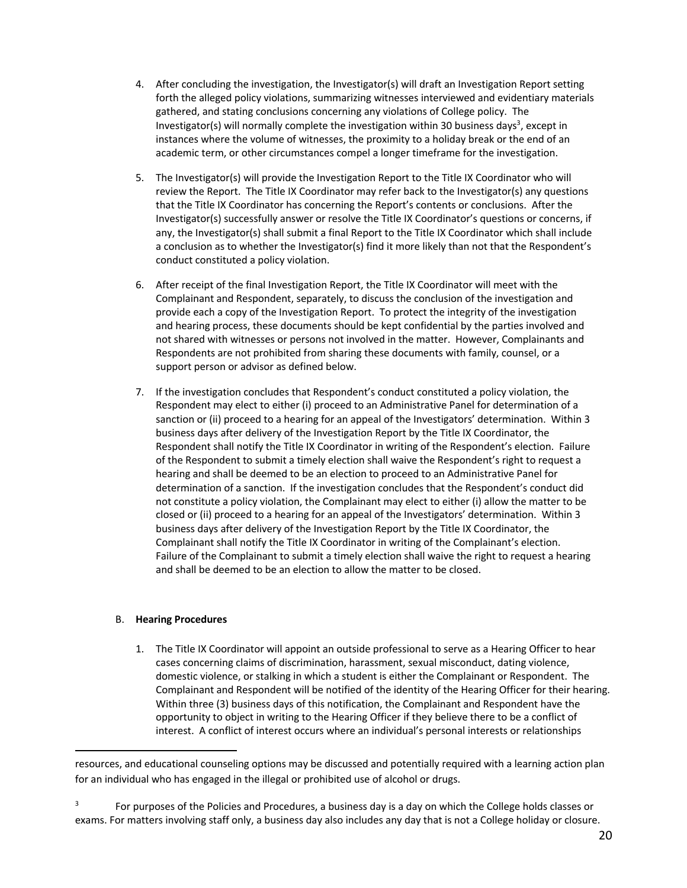4. After concluding the investigation, the Investigator(s) will draft an Investigation Report setting forth the alleged policy violations, summarizing witnesses interviewed and evidentiary materials gathered, and stating conclusions concerning any violations of College policy. The Investigator(s) will normally complete the investigation within 30 business days[3], except in instances where the volume of witnesses, the proximity to a holiday break or the end of an academic term, or other circumstances compel a longer timeframe for the investigation.

5. The Investigator(s) will provide the Investigation Report to the Title IX Coordinator who will review the Report. The Title IX Coordinator may refer back to the Investigator(s) any questions that the Title IX Coordinator has concerning the Report's contents or conclusions. After the Investigator(s) successfully answer or resolve the Title IX Coordinator's questions or concerns, if any, the Investigator(s) shall submit a final Report to the Title IX Coordinator which shall include a conclusion as to whether the Investigator(s) find it more likely than not that the Respondent's conduct constituted a policy violation.

6. After receipt of the final Investigation Report, the Title IX Coordinator will meet with the Complainant and Respondent, separately, to discuss the conclusion of the investigation and provide each a copy of the Investigation Report. To protect the integrity of the investigation and hearing process, these documents should be kept confidential by the parties involved and not shared with witnesses or persons not involved in the matter. However, Complainants and Respondents are not prohibited from sharing these documents with family, counsel, or a support person or advisor as defined below.

7. If the investigation concludes that Respondent's conduct constituted a policy violation, the Respondent may elect to either (i) proceed to an Administrative Panel for determination of a sanction or (ii) proceed to a hearing for an appeal of the Investigators' determination. Within 3 business days after delivery of the Investigation Report by the Title IX Coordinator, the Respondent shall notify the Title IX Coordinator in writing of the Respondent's election. Failure of the Respondent to submit a timely election shall waive the Respondent's right to request a hearing and shall be deemed to be an election to proceed to an Administrative Panel for determination of a sanction. If the investigation concludes that the Respondent's conduct did not constitute a policy violation, the Complainant may elect to either (i) allow the matter to be closed or (ii) proceed to a hearing for an appeal of the Investigators' determination. Within 3 business days after delivery of the Investigation Report by the Title IX Coordinator, the Complainant shall notify the Title IX Coordinator in writing of the Complainant's election. Failure of the Complainant to submit a timely election shall waive the right to request a hearing and shall be deemed to be an election to allow the matter to be closed.

B. **Hearing Procedures**

1. The Title IX Coordinator will appoint an outside professional to serve as a Hearing Officer to hear cases concerning claims of discrimination, harassment, sexual misconduct, dating violence, domestic violence, or stalking in which a student is either the Complainant or Respondent. The Complainant and Respondent will be notified of the identity of the Hearing Officer for their hearing. Within three (3) business days of this notification, the Complainant and Respondent have the opportunity to object in writing to the Hearing Officer if they believe there to be a conflict of interest. A conflict of interest occurs where an individual's personal interests or relationships

---

resources, and educational counseling options may be discussed and potentially required with a learning action plan for an individual who has engaged in the illegal or prohibited use of alcohol or drugs.

[3] For purposes of the Policies and Procedures, a business day is a day on which the College holds classes or exams. For matters involving staff only, a business day also includes any day that is not a College holiday or closure.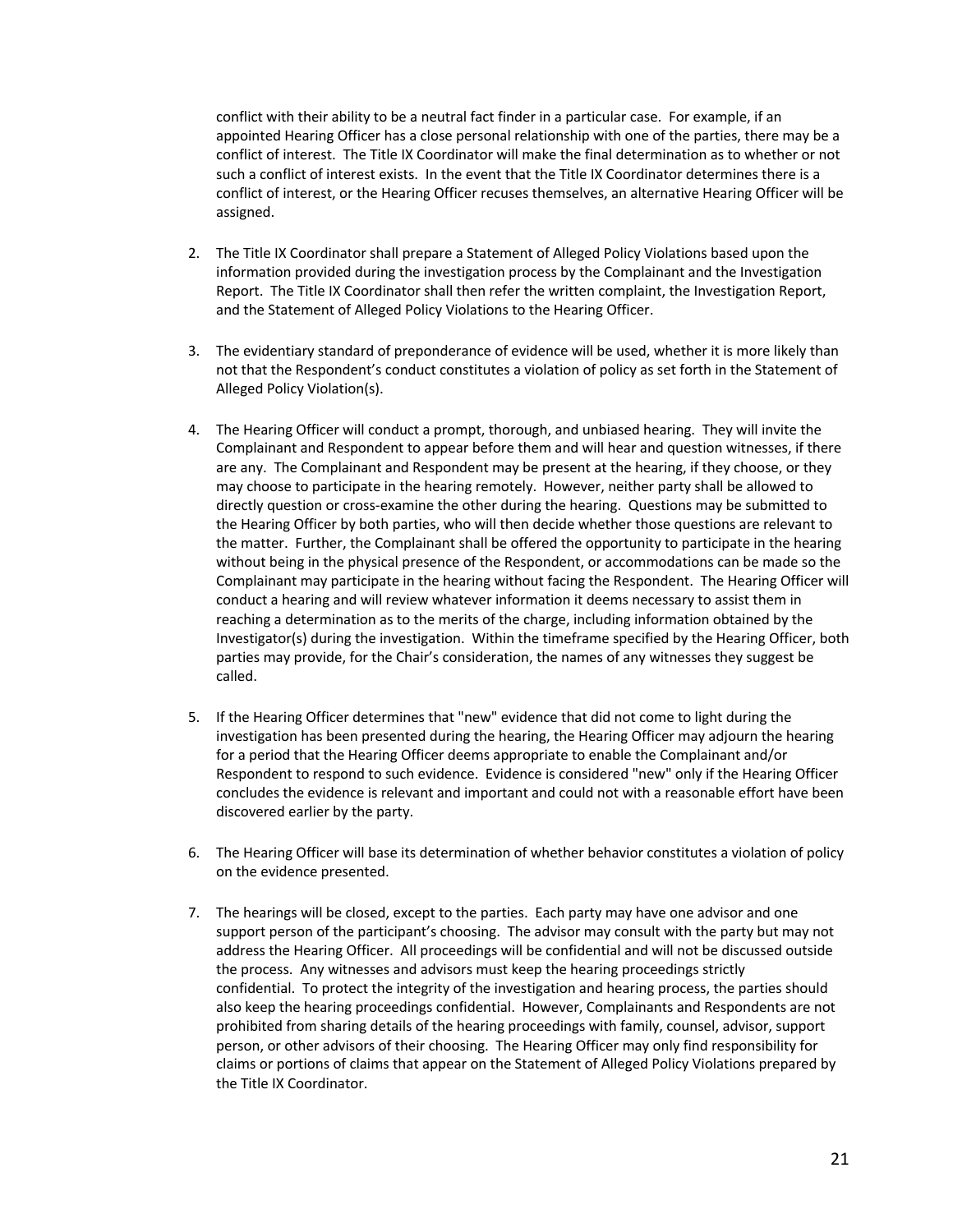conflict with their ability to be a neutral fact finder in a particular case. For example, if an appointed Hearing Officer has a close personal relationship with one of the parties, there may be a conflict of interest. The Title IX Coordinator will make the final determination as to whether or not such a conflict of interest exists. In the event that the Title IX Coordinator determines there is a conflict of interest, or the Hearing Officer recuses themselves, an alternative Hearing Officer will be assigned.

2. The Title IX Coordinator shall prepare a Statement of Alleged Policy Violations based upon the information provided during the investigation process by the Complainant and the Investigation Report. The Title IX Coordinator shall then refer the written complaint, the Investigation Report, and the Statement of Alleged Policy Violations to the Hearing Officer.

3. The evidentiary standard of preponderance of evidence will be used, whether it is more likely than not that the Respondent's conduct constitutes a violation of policy as set forth in the Statement of Alleged Policy Violation(s).

4. The Hearing Officer will conduct a prompt, thorough, and unbiased hearing. They will invite the Complainant and Respondent to appear before them and will hear and question witnesses, if there are any. The Complainant and Respondent may be present at the hearing, if they choose, or they may choose to participate in the hearing remotely. However, neither party shall be allowed to directly question or cross-examine the other during the hearing. Questions may be submitted to the Hearing Officer by both parties, who will then decide whether those questions are relevant to the matter. Further, the Complainant shall be offered the opportunity to participate in the hearing without being in the physical presence of the Respondent, or accommodations can be made so the Complainant may participate in the hearing without facing the Respondent. The Hearing Officer will conduct a hearing and will review whatever information it deems necessary to assist them in reaching a determination as to the merits of the charge, including information obtained by the Investigator(s) during the investigation. Within the timeframe specified by the Hearing Officer, both parties may provide, for the Chair's consideration, the names of any witnesses they suggest be called.

5. If the Hearing Officer determines that "new" evidence that did not come to light during the investigation has been presented during the hearing, the Hearing Officer may adjourn the hearing for a period that the Hearing Officer deems appropriate to enable the Complainant and/or Respondent to respond to such evidence. Evidence is considered "new" only if the Hearing Officer concludes the evidence is relevant and important and could not with a reasonable effort have been discovered earlier by the party.

6. The Hearing Officer will base its determination of whether behavior constitutes a violation of policy on the evidence presented.

7. The hearings will be closed, except to the parties. Each party may have one advisor and one support person of the participant's choosing. The advisor may consult with the party but may not address the Hearing Officer. All proceedings will be confidential and will not be discussed outside the process. Any witnesses and advisors must keep the hearing proceedings strictly confidential. To protect the integrity of the investigation and hearing process, the parties should also keep the hearing proceedings confidential. However, Complainants and Respondents are not prohibited from sharing details of the hearing proceedings with family, counsel, advisor, support person, or other advisors of their choosing. The Hearing Officer may only find responsibility for claims or portions of claims that appear on the Statement of Alleged Policy Violations prepared by the Title IX Coordinator.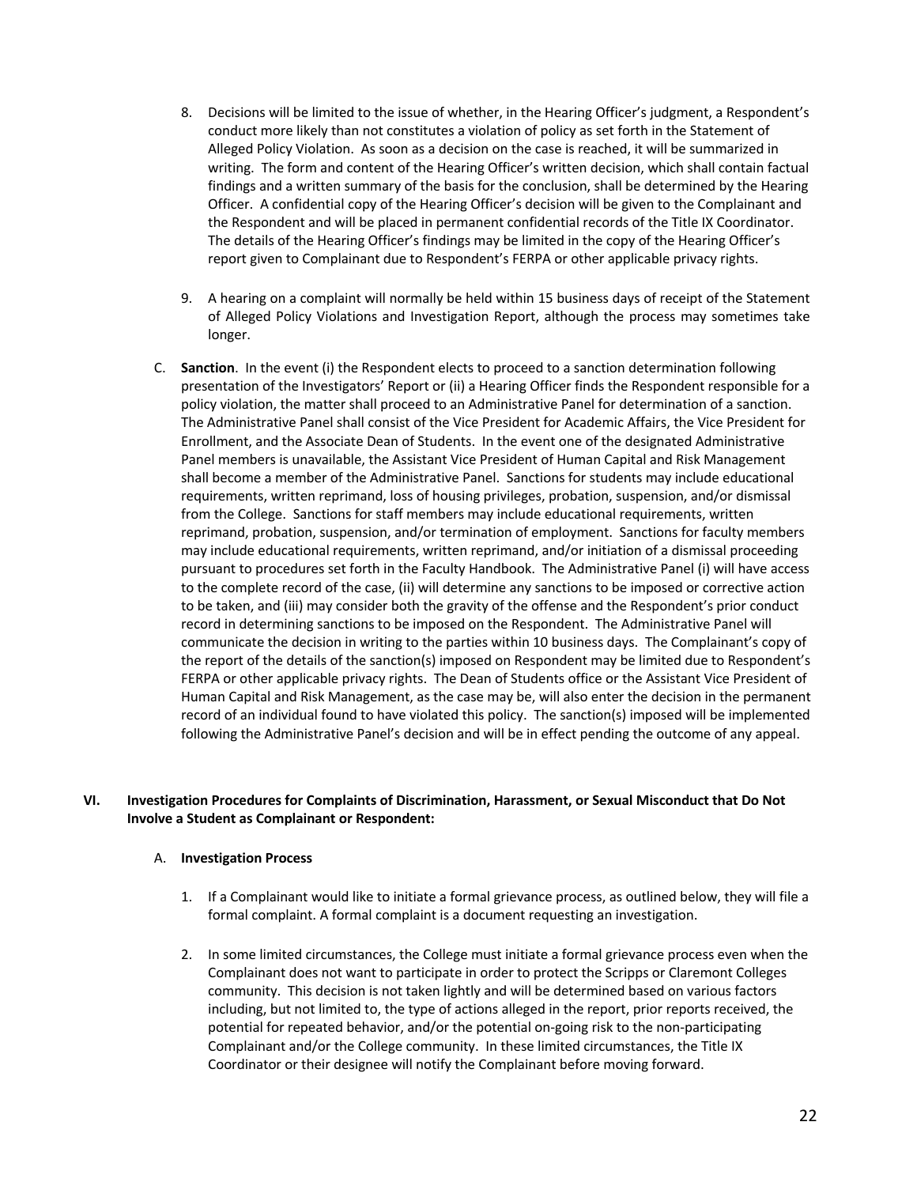8. Decisions will be limited to the issue of whether, in the Hearing Officer's judgment, a Respondent's conduct more likely than not constitutes a violation of policy as set forth in the Statement of Alleged Policy Violation. As soon as a decision on the case is reached, it will be summarized in writing. The form and content of the Hearing Officer's written decision, which shall contain factual findings and a written summary of the basis for the conclusion, shall be determined by the Hearing Officer. A confidential copy of the Hearing Officer's decision will be given to the Complainant and the Respondent and will be placed in permanent confidential records of the Title IX Coordinator. The details of the Hearing Officer's findings may be limited in the copy of the Hearing Officer's report given to Complainant due to Respondent's FERPA or other applicable privacy rights.

9. A hearing on a complaint will normally be held within 15 business days of receipt of the Statement of Alleged Policy Violations and Investigation Report, although the process may sometimes take longer.

C. **Sanction**. In the event (i) the Respondent elects to proceed to a sanction determination following presentation of the Investigators' Report or (ii) a Hearing Officer finds the Respondent responsible for a policy violation, the matter shall proceed to an Administrative Panel for determination of a sanction. The Administrative Panel shall consist of the Vice President for Academic Affairs, the Vice President for Enrollment, and the Associate Dean of Students. In the event one of the designated Administrative Panel members is unavailable, the Assistant Vice President of Human Capital and Risk Management shall become a member of the Administrative Panel. Sanctions for students may include educational requirements, written reprimand, loss of housing privileges, probation, suspension, and/or dismissal from the College. Sanctions for staff members may include educational requirements, written reprimand, probation, suspension, and/or termination of employment. Sanctions for faculty members may include educational requirements, written reprimand, and/or initiation of a dismissal proceeding pursuant to procedures set forth in the Faculty Handbook. The Administrative Panel (i) will have access to the complete record of the case, (ii) will determine any sanctions to be imposed or corrective action to be taken, and (iii) may consider both the gravity of the offense and the Respondent's prior conduct record in determining sanctions to be imposed on the Respondent. The Administrative Panel will communicate the decision in writing to the parties within 10 business days. The Complainant's copy of the report of the details of the sanction(s) imposed on Respondent may be limited due to Respondent's FERPA or other applicable privacy rights. The Dean of Students office or the Assistant Vice President of Human Capital and Risk Management, as the case may be, will also enter the decision in the permanent record of an individual found to have violated this policy. The sanction(s) imposed will be implemented following the Administrative Panel's decision and will be in effect pending the outcome of any appeal.

## VI. Investigation Procedures for Complaints of Discrimination, Harassment, or Sexual Misconduct that Do Not Involve a Student as Complainant or Respondent:

### A. Investigation Process

1. If a Complainant would like to initiate a formal grievance process, as outlined below, they will file a formal complaint. A formal complaint is a document requesting an investigation.

2. In some limited circumstances, the College must initiate a formal grievance process even when the Complainant does not want to participate in order to protect the Scripps or Claremont Colleges community. This decision is not taken lightly and will be determined based on various factors including, but not limited to, the type of actions alleged in the report, prior reports received, the potential for repeated behavior, and/or the potential on-going risk to the non-participating Complainant and/or the College community. In these limited circumstances, the Title IX Coordinator or their designee will notify the Complainant before moving forward.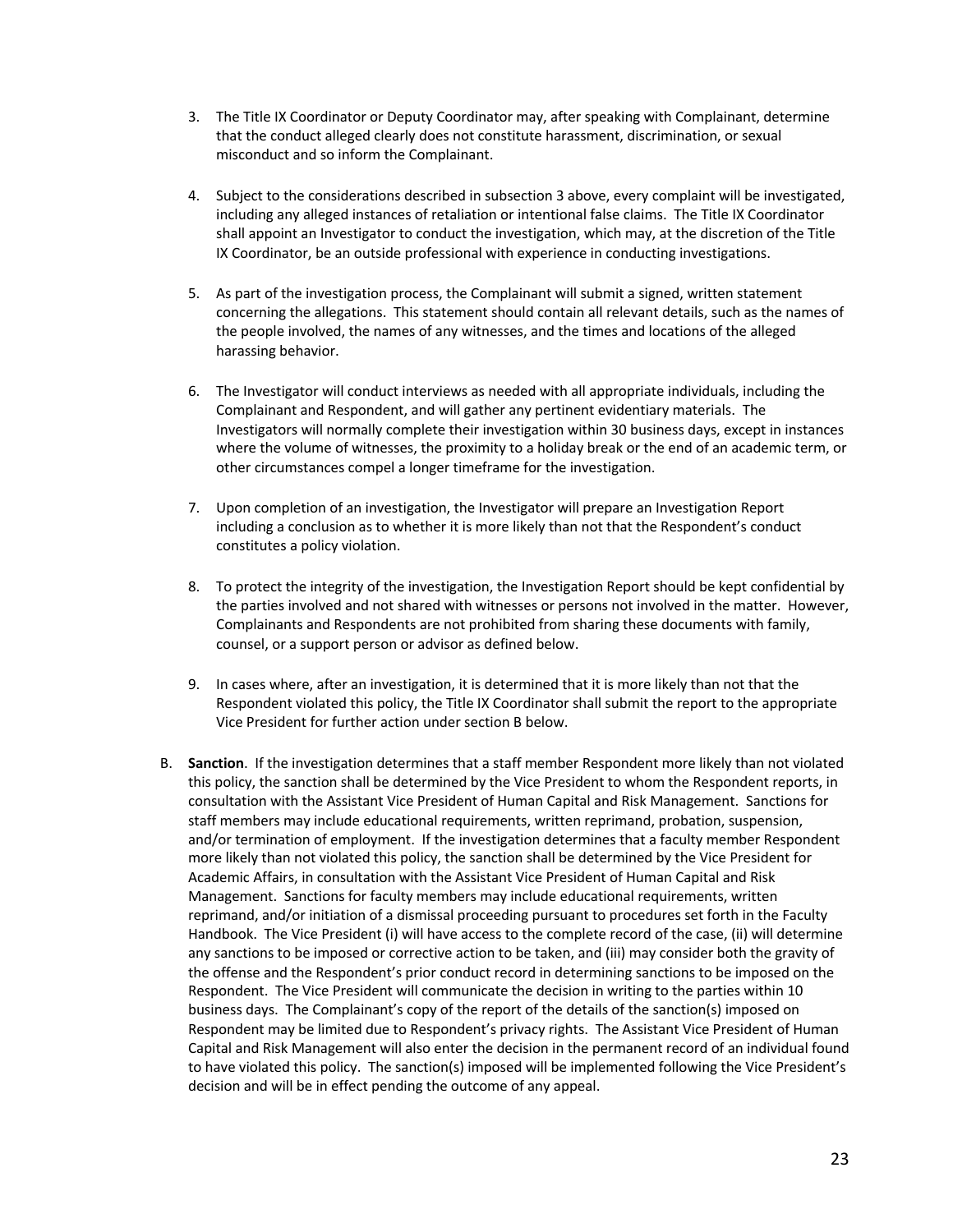3. The Title IX Coordinator or Deputy Coordinator may, after speaking with Complainant, determine that the conduct alleged clearly does not constitute harassment, discrimination, or sexual misconduct and so inform the Complainant.

4. Subject to the considerations described in subsection 3 above, every complaint will be investigated, including any alleged instances of retaliation or intentional false claims. The Title IX Coordinator shall appoint an Investigator to conduct the investigation, which may, at the discretion of the Title IX Coordinator, be an outside professional with experience in conducting investigations.

5. As part of the investigation process, the Complainant will submit a signed, written statement concerning the allegations. This statement should contain all relevant details, such as the names of the people involved, the names of any witnesses, and the times and locations of the alleged harassing behavior.

6. The Investigator will conduct interviews as needed with all appropriate individuals, including the Complainant and Respondent, and will gather any pertinent evidentiary materials. The Investigators will normally complete their investigation within 30 business days, except in instances where the volume of witnesses, the proximity to a holiday break or the end of an academic term, or other circumstances compel a longer timeframe for the investigation.

7. Upon completion of an investigation, the Investigator will prepare an Investigation Report including a conclusion as to whether it is more likely than not that the Respondent's conduct constitutes a policy violation.

8. To protect the integrity of the investigation, the Investigation Report should be kept confidential by the parties involved and not shared with witnesses or persons not involved in the matter. However, Complainants and Respondents are not prohibited from sharing these documents with family, counsel, or a support person or advisor as defined below.

9. In cases where, after an investigation, it is determined that it is more likely than not that the Respondent violated this policy, the Title IX Coordinator shall submit the report to the appropriate Vice President for further action under section B below.

B. **Sanction**. If the investigation determines that a staff member Respondent more likely than not violated this policy, the sanction shall be determined by the Vice President to whom the Respondent reports, in consultation with the Assistant Vice President of Human Capital and Risk Management. Sanctions for staff members may include educational requirements, written reprimand, probation, suspension, and/or termination of employment. If the investigation determines that a faculty member Respondent more likely than not violated this policy, the sanction shall be determined by the Vice President for Academic Affairs, in consultation with the Assistant Vice President of Human Capital and Risk Management. Sanctions for faculty members may include educational requirements, written reprimand, and/or initiation of a dismissal proceeding pursuant to procedures set forth in the Faculty Handbook. The Vice President (i) will have access to the complete record of the case, (ii) will determine any sanctions to be imposed or corrective action to be taken, and (iii) may consider both the gravity of the offense and the Respondent's prior conduct record in determining sanctions to be imposed on the Respondent. The Vice President will communicate the decision in writing to the parties within 10 business days. The Complainant's copy of the report of the details of the sanction(s) imposed on Respondent may be limited due to Respondent's privacy rights. The Assistant Vice President of Human Capital and Risk Management will also enter the decision in the permanent record of an individual found to have violated this policy. The sanction(s) imposed will be implemented following the Vice President's decision and will be in effect pending the outcome of any appeal.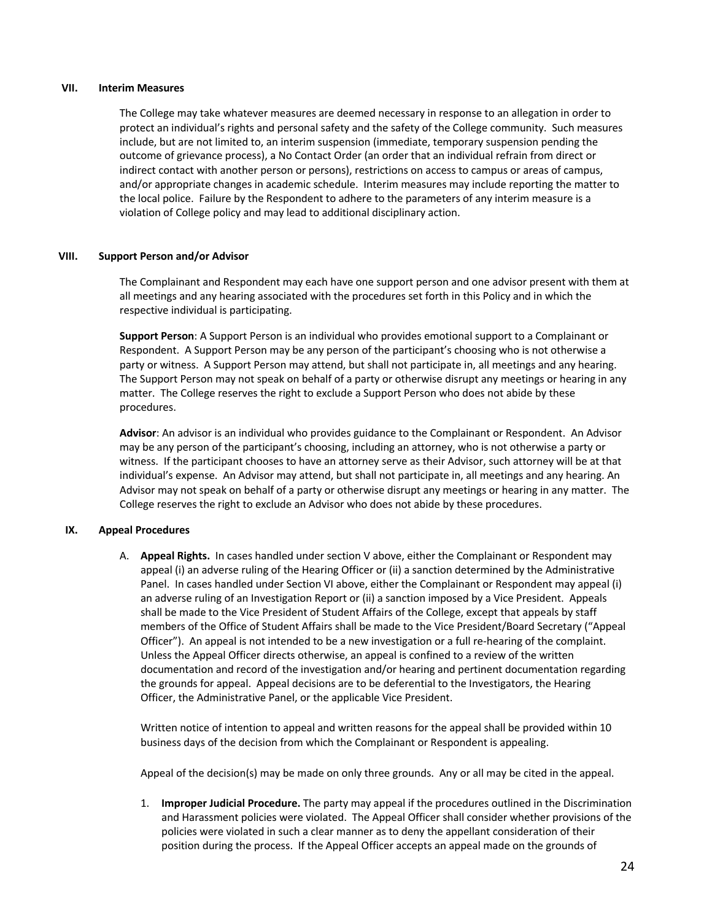## VII. Interim Measures

The College may take whatever measures are deemed necessary in response to an allegation in order to protect an individual's rights and personal safety and the safety of the College community. Such measures include, but are not limited to, an interim suspension (immediate, temporary suspension pending the outcome of grievance process), a No Contact Order (an order that an individual refrain from direct or indirect contact with another person or persons), restrictions on access to campus or areas of campus, and/or appropriate changes in academic schedule. Interim measures may include reporting the matter to the local police. Failure by the Respondent to adhere to the parameters of any interim measure is a violation of College policy and may lead to additional disciplinary action.

## VIII. Support Person and/or Advisor

The Complainant and Respondent may each have one support person and one advisor present with them at all meetings and any hearing associated with the procedures set forth in this Policy and in which the respective individual is participating.

**Support Person**: A Support Person is an individual who provides emotional support to a Complainant or Respondent. A Support Person may be any person of the participant's choosing who is not otherwise a party or witness. A Support Person may attend, but shall not participate in, all meetings and any hearing. The Support Person may not speak on behalf of a party or otherwise disrupt any meetings or hearing in any matter. The College reserves the right to exclude a Support Person who does not abide by these procedures.

**Advisor**: An advisor is an individual who provides guidance to the Complainant or Respondent. An Advisor may be any person of the participant's choosing, including an attorney, who is not otherwise a party or witness. If the participant chooses to have an attorney serve as their Advisor, such attorney will be at that individual's expense. An Advisor may attend, but shall not participate in, all meetings and any hearing. An Advisor may not speak on behalf of a party or otherwise disrupt any meetings or hearing in any matter. The College reserves the right to exclude an Advisor who does not abide by these procedures.

## IX. Appeal Procedures

A. **Appeal Rights.** In cases handled under section V above, either the Complainant or Respondent may appeal (i) an adverse ruling of the Hearing Officer or (ii) a sanction determined by the Administrative Panel. In cases handled under Section VI above, either the Complainant or Respondent may appeal (i) an adverse ruling of an Investigation Report or (ii) a sanction imposed by a Vice President. Appeals shall be made to the Vice President of Student Affairs of the College, except that appeals by staff members of the Office of Student Affairs shall be made to the Vice President/Board Secretary ("Appeal Officer"). An appeal is not intended to be a new investigation or a full re-hearing of the complaint. Unless the Appeal Officer directs otherwise, an appeal is confined to a review of the written documentation and record of the investigation and/or hearing and pertinent documentation regarding the grounds for appeal. Appeal decisions are to be deferential to the Investigators, the Hearing Officer, the Administrative Panel, or the applicable Vice President.

Written notice of intention to appeal and written reasons for the appeal shall be provided within 10 business days of the decision from which the Complainant or Respondent is appealing.

Appeal of the decision(s) may be made on only three grounds. Any or all may be cited in the appeal.

1. **Improper Judicial Procedure.** The party may appeal if the procedures outlined in the Discrimination and Harassment policies were violated. The Appeal Officer shall consider whether provisions of the policies were violated in such a clear manner as to deny the appellant consideration of their position during the process. If the Appeal Officer accepts an appeal made on the grounds of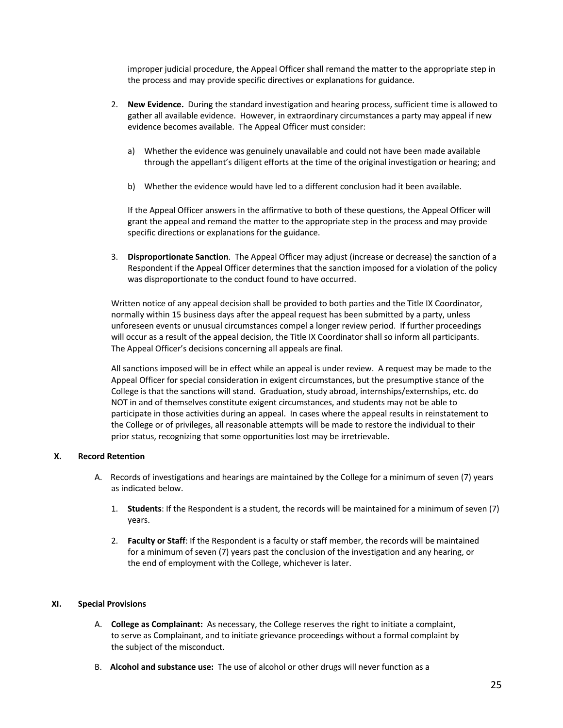improper judicial procedure, the Appeal Officer shall remand the matter to the appropriate step in the process and may provide specific directives or explanations for guidance.

2. **New Evidence.** During the standard investigation and hearing process, sufficient time is allowed to gather all available evidence. However, in extraordinary circumstances a party may appeal if new evidence becomes available. The Appeal Officer must consider:

   a) Whether the evidence was genuinely unavailable and could not have been made available through the appellant's diligent efforts at the time of the original investigation or hearing; and

   b) Whether the evidence would have led to a different conclusion had it been available.

   If the Appeal Officer answers in the affirmative to both of these questions, the Appeal Officer will grant the appeal and remand the matter to the appropriate step in the process and may provide specific directions or explanations for the guidance.

3. **Disproportionate Sanction**. The Appeal Officer may adjust (increase or decrease) the sanction of a Respondent if the Appeal Officer determines that the sanction imposed for a violation of the policy was disproportionate to the conduct found to have occurred.

Written notice of any appeal decision shall be provided to both parties and the Title IX Coordinator, normally within 15 business days after the appeal request has been submitted by a party, unless unforeseen events or unusual circumstances compel a longer review period. If further proceedings will occur as a result of the appeal decision, the Title IX Coordinator shall so inform all participants. The Appeal Officer's decisions concerning all appeals are final.

All sanctions imposed will be in effect while an appeal is under review. A request may be made to the Appeal Officer for special consideration in exigent circumstances, but the presumptive stance of the College is that the sanctions will stand. Graduation, study abroad, internships/externships, etc. do NOT in and of themselves constitute exigent circumstances, and students may not be able to participate in those activities during an appeal. In cases where the appeal results in reinstatement to the College or of privileges, all reasonable attempts will be made to restore the individual to their prior status, recognizing that some opportunities lost may be irretrievable.

## X. Record Retention

A. Records of investigations and hearings are maintained by the College for a minimum of seven (7) years as indicated below.

   1. **Students**: If the Respondent is a student, the records will be maintained for a minimum of seven (7) years.

   2. **Faculty or Staff**: If the Respondent is a faculty or staff member, the records will be maintained for a minimum of seven (7) years past the conclusion of the investigation and any hearing, or the end of employment with the College, whichever is later.

## XI. Special Provisions

A. **College as Complainant:** As necessary, the College reserves the right to initiate a complaint, to serve as Complainant, and to initiate grievance proceedings without a formal complaint by the subject of the misconduct.

B. **Alcohol and substance use:** The use of alcohol or other drugs will never function as a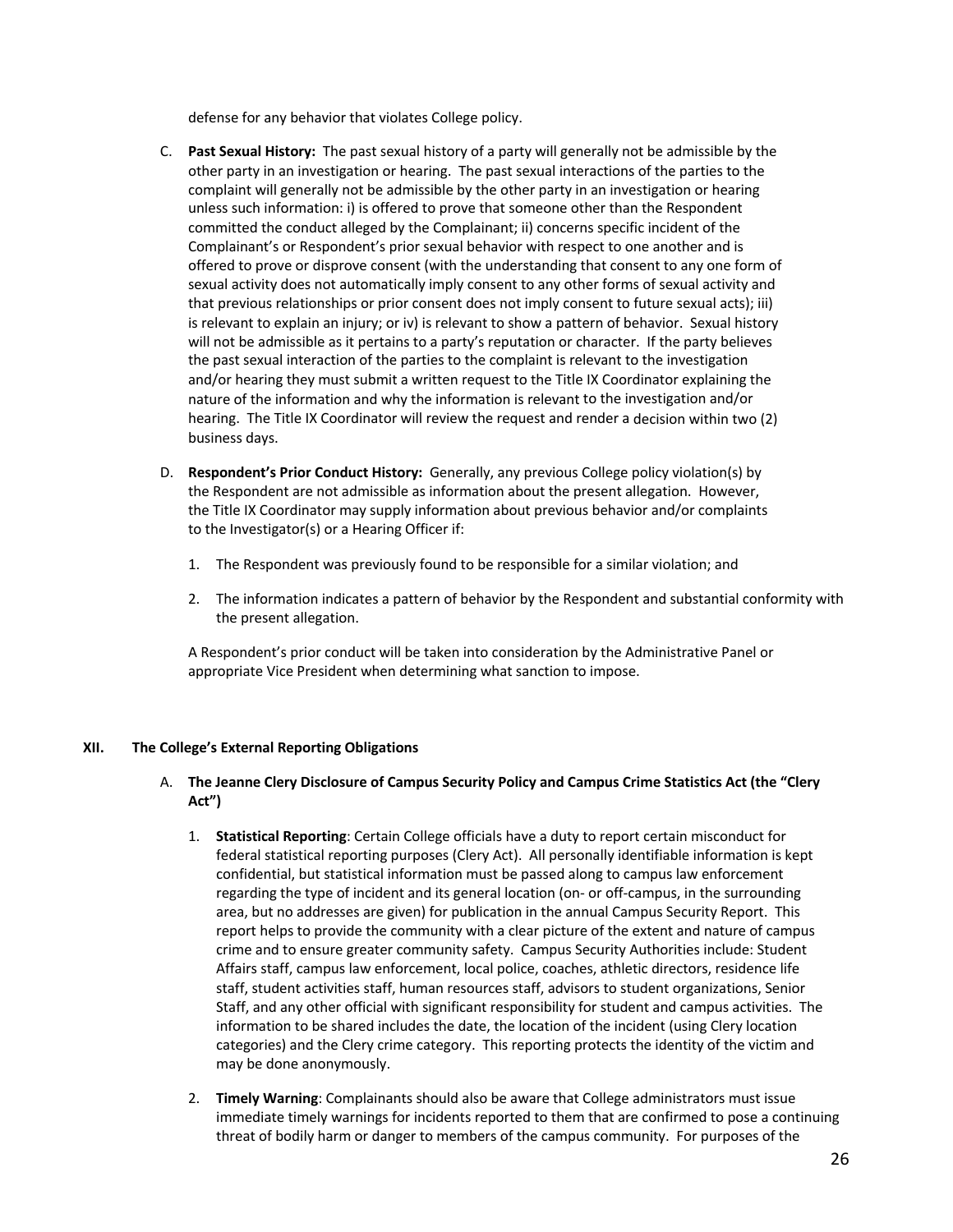defense for any behavior that violates College policy.

C. **Past Sexual History:** The past sexual history of a party will generally not be admissible by the other party in an investigation or hearing. The past sexual interactions of the parties to the complaint will generally not be admissible by the other party in an investigation or hearing unless such information: i) is offered to prove that someone other than the Respondent committed the conduct alleged by the Complainant; ii) concerns specific incident of the Complainant's or Respondent's prior sexual behavior with respect to one another and is offered to prove or disprove consent (with the understanding that consent to any one form of sexual activity does not automatically imply consent to any other forms of sexual activity and that previous relationships or prior consent does not imply consent to future sexual acts); iii) is relevant to explain an injury; or iv) is relevant to show a pattern of behavior. Sexual history will not be admissible as it pertains to a party's reputation or character. If the party believes the past sexual interaction of the parties to the complaint is relevant to the investigation and/or hearing they must submit a written request to the Title IX Coordinator explaining the nature of the information and why the information is relevant to the investigation and/or hearing. The Title IX Coordinator will review the request and render a decision within two (2) business days.

D. **Respondent's Prior Conduct History:** Generally, any previous College policy violation(s) by the Respondent are not admissible as information about the present allegation. However, the Title IX Coordinator may supply information about previous behavior and/or complaints to the Investigator(s) or a Hearing Officer if:

1. The Respondent was previously found to be responsible for a similar violation; and
2. The information indicates a pattern of behavior by the Respondent and substantial conformity with the present allegation.

A Respondent's prior conduct will be taken into consideration by the Administrative Panel or appropriate Vice President when determining what sanction to impose.

## XII. The College's External Reporting Obligations

A. **The Jeanne Clery Disclosure of Campus Security Policy and Campus Crime Statistics Act (the "Clery Act")**

1. **Statistical Reporting**: Certain College officials have a duty to report certain misconduct for federal statistical reporting purposes (Clery Act). All personally identifiable information is kept confidential, but statistical information must be passed along to campus law enforcement regarding the type of incident and its general location (on- or off-campus, in the surrounding area, but no addresses are given) for publication in the annual Campus Security Report. This report helps to provide the community with a clear picture of the extent and nature of campus crime and to ensure greater community safety. Campus Security Authorities include: Student Affairs staff, campus law enforcement, local police, coaches, athletic directors, residence life staff, student activities staff, human resources staff, advisors to student organizations, Senior Staff, and any other official with significant responsibility for student and campus activities. The information to be shared includes the date, the location of the incident (using Clery location categories) and the Clery crime category. This reporting protects the identity of the victim and may be done anonymously.

2. **Timely Warning**: Complainants should also be aware that College administrators must issue immediate timely warnings for incidents reported to them that are confirmed to pose a continuing threat of bodily harm or danger to members of the campus community. For purposes of the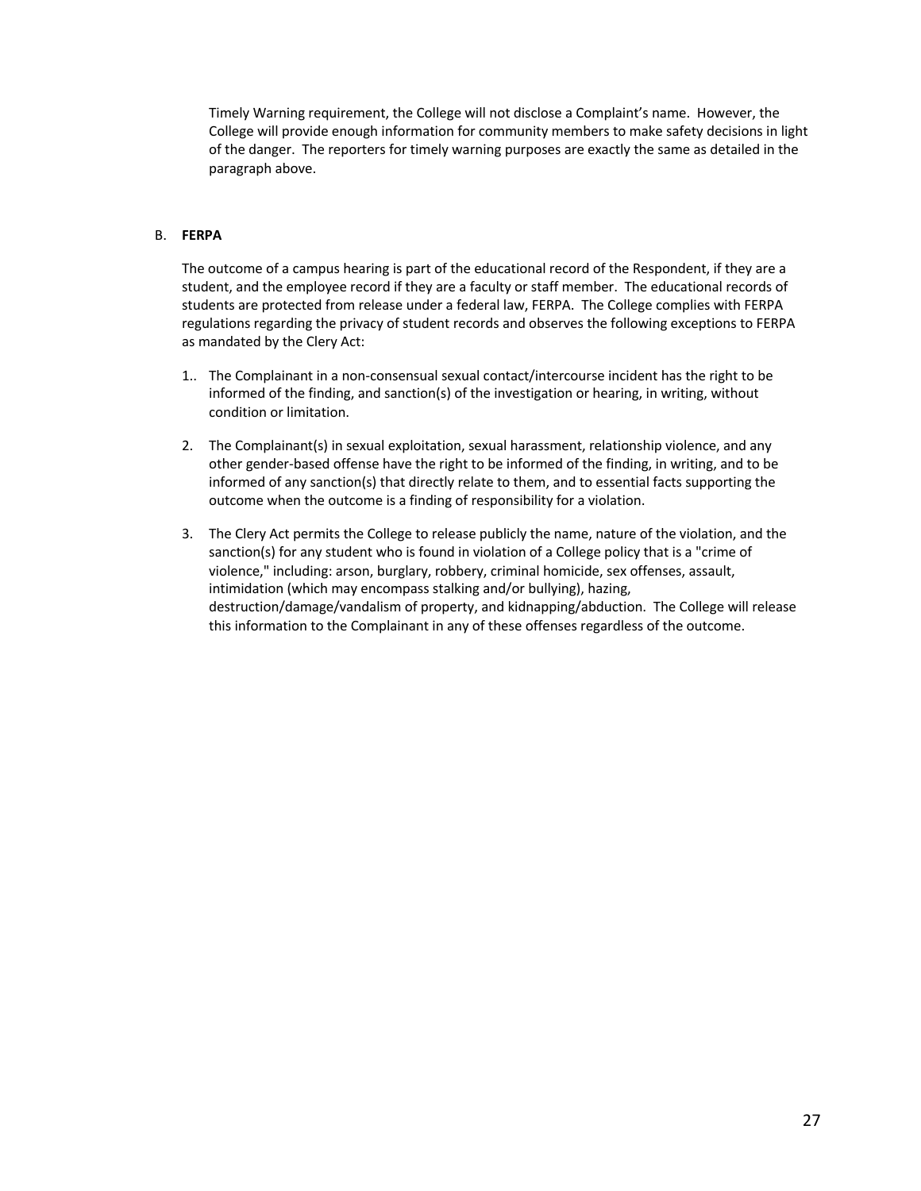Timely Warning requirement, the College will not disclose a Complaint's name. However, the College will provide enough information for community members to make safety decisions in light of the danger. The reporters for timely warning purposes are exactly the same as detailed in the paragraph above.

B. **FERPA**

The outcome of a campus hearing is part of the educational record of the Respondent, if they are a student, and the employee record if they are a faculty or staff member. The educational records of students are protected from release under a federal law, FERPA. The College complies with FERPA regulations regarding the privacy of student records and observes the following exceptions to FERPA as mandated by the Clery Act:

1.. The Complainant in a non-consensual sexual contact/intercourse incident has the right to be informed of the finding, and sanction(s) of the investigation or hearing, in writing, without condition or limitation.

2. The Complainant(s) in sexual exploitation, sexual harassment, relationship violence, and any other gender-based offense have the right to be informed of the finding, in writing, and to be informed of any sanction(s) that directly relate to them, and to essential facts supporting the outcome when the outcome is a finding of responsibility for a violation.

3. The Clery Act permits the College to release publicly the name, nature of the violation, and the sanction(s) for any student who is found in violation of a College policy that is a "crime of violence," including: arson, burglary, robbery, criminal homicide, sex offenses, assault, intimidation (which may encompass stalking and/or bullying), hazing, destruction/damage/vandalism of property, and kidnapping/abduction. The College will release this information to the Complainant in any of these offenses regardless of the outcome.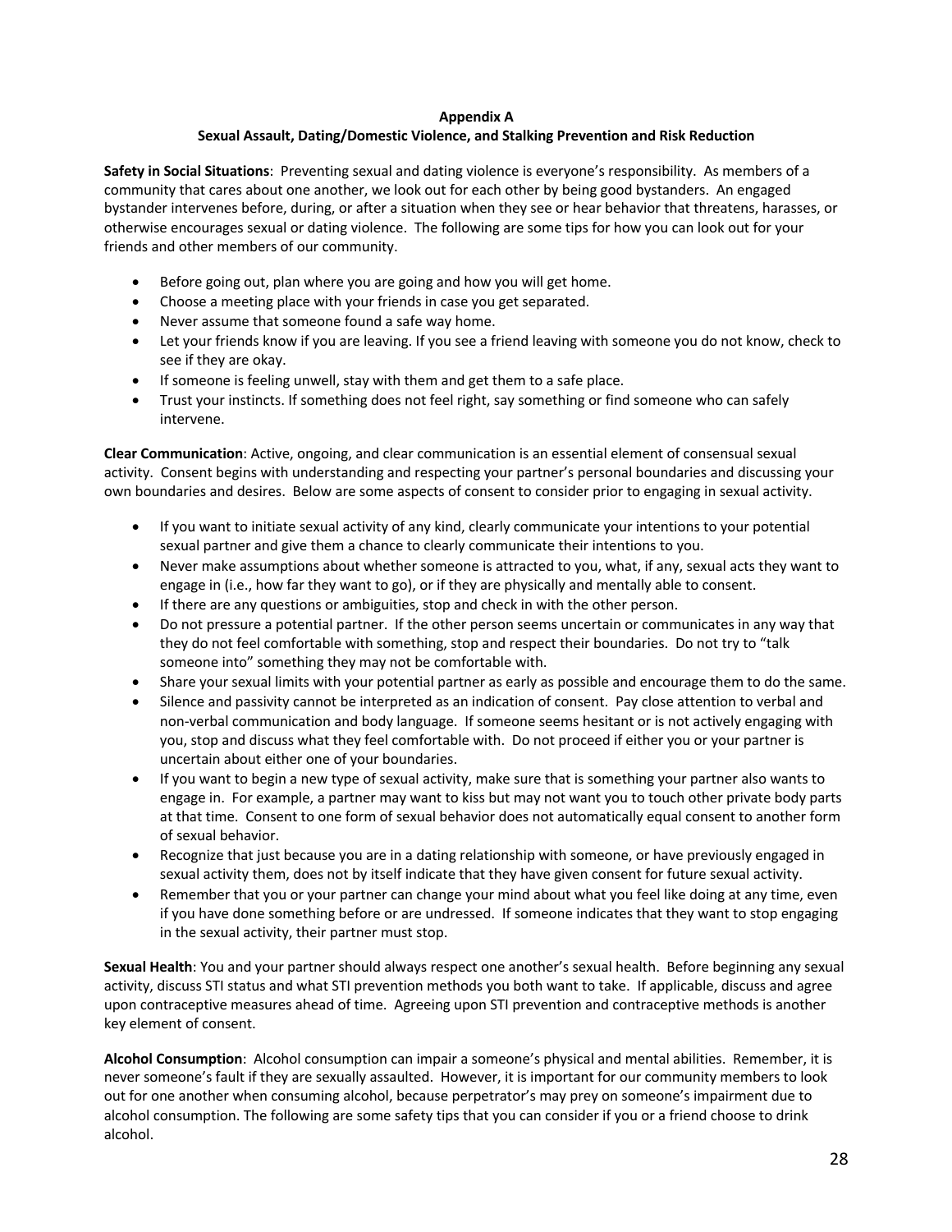**Appendix A**

**Sexual Assault, Dating/Domestic Violence, and Stalking Prevention and Risk Reduction**

**Safety in Social Situations**: Preventing sexual and dating violence is everyone's responsibility. As members of a community that cares about one another, we look out for each other by being good bystanders. An engaged bystander intervenes before, during, or after a situation when they see or hear behavior that threatens, harasses, or otherwise encourages sexual or dating violence. The following are some tips for how you can look out for your friends and other members of our community.

- Before going out, plan where you are going and how you will get home.
- Choose a meeting place with your friends in case you get separated.
- Never assume that someone found a safe way home.
- Let your friends know if you are leaving. If you see a friend leaving with someone you do not know, check to see if they are okay.
- If someone is feeling unwell, stay with them and get them to a safe place.
- Trust your instincts. If something does not feel right, say something or find someone who can safely intervene.

**Clear Communication**: Active, ongoing, and clear communication is an essential element of consensual sexual activity. Consent begins with understanding and respecting your partner's personal boundaries and discussing your own boundaries and desires. Below are some aspects of consent to consider prior to engaging in sexual activity.

- If you want to initiate sexual activity of any kind, clearly communicate your intentions to your potential sexual partner and give them a chance to clearly communicate their intentions to you.
- Never make assumptions about whether someone is attracted to you, what, if any, sexual acts they want to engage in (i.e., how far they want to go), or if they are physically and mentally able to consent.
- If there are any questions or ambiguities, stop and check in with the other person.
- Do not pressure a potential partner. If the other person seems uncertain or communicates in any way that they do not feel comfortable with something, stop and respect their boundaries. Do not try to "talk someone into" something they may not be comfortable with.
- Share your sexual limits with your potential partner as early as possible and encourage them to do the same.
- Silence and passivity cannot be interpreted as an indication of consent. Pay close attention to verbal and non-verbal communication and body language. If someone seems hesitant or is not actively engaging with you, stop and discuss what they feel comfortable with. Do not proceed if either you or your partner is uncertain about either one of your boundaries.
- If you want to begin a new type of sexual activity, make sure that is something your partner also wants to engage in. For example, a partner may want to kiss but may not want you to touch other private body parts at that time. Consent to one form of sexual behavior does not automatically equal consent to another form of sexual behavior.
- Recognize that just because you are in a dating relationship with someone, or have previously engaged in sexual activity them, does not by itself indicate that they have given consent for future sexual activity.
- Remember that you or your partner can change your mind about what you feel like doing at any time, even if you have done something before or are undressed. If someone indicates that they want to stop engaging in the sexual activity, their partner must stop.

**Sexual Health**: You and your partner should always respect one another's sexual health. Before beginning any sexual activity, discuss STI status and what STI prevention methods you both want to take. If applicable, discuss and agree upon contraceptive measures ahead of time. Agreeing upon STI prevention and contraceptive methods is another key element of consent.

**Alcohol Consumption**: Alcohol consumption can impair a someone's physical and mental abilities. Remember, it is never someone's fault if they are sexually assaulted. However, it is important for our community members to look out for one another when consuming alcohol, because perpetrator's may prey on someone's impairment due to alcohol consumption. The following are some safety tips that you can consider if you or a friend choose to drink alcohol.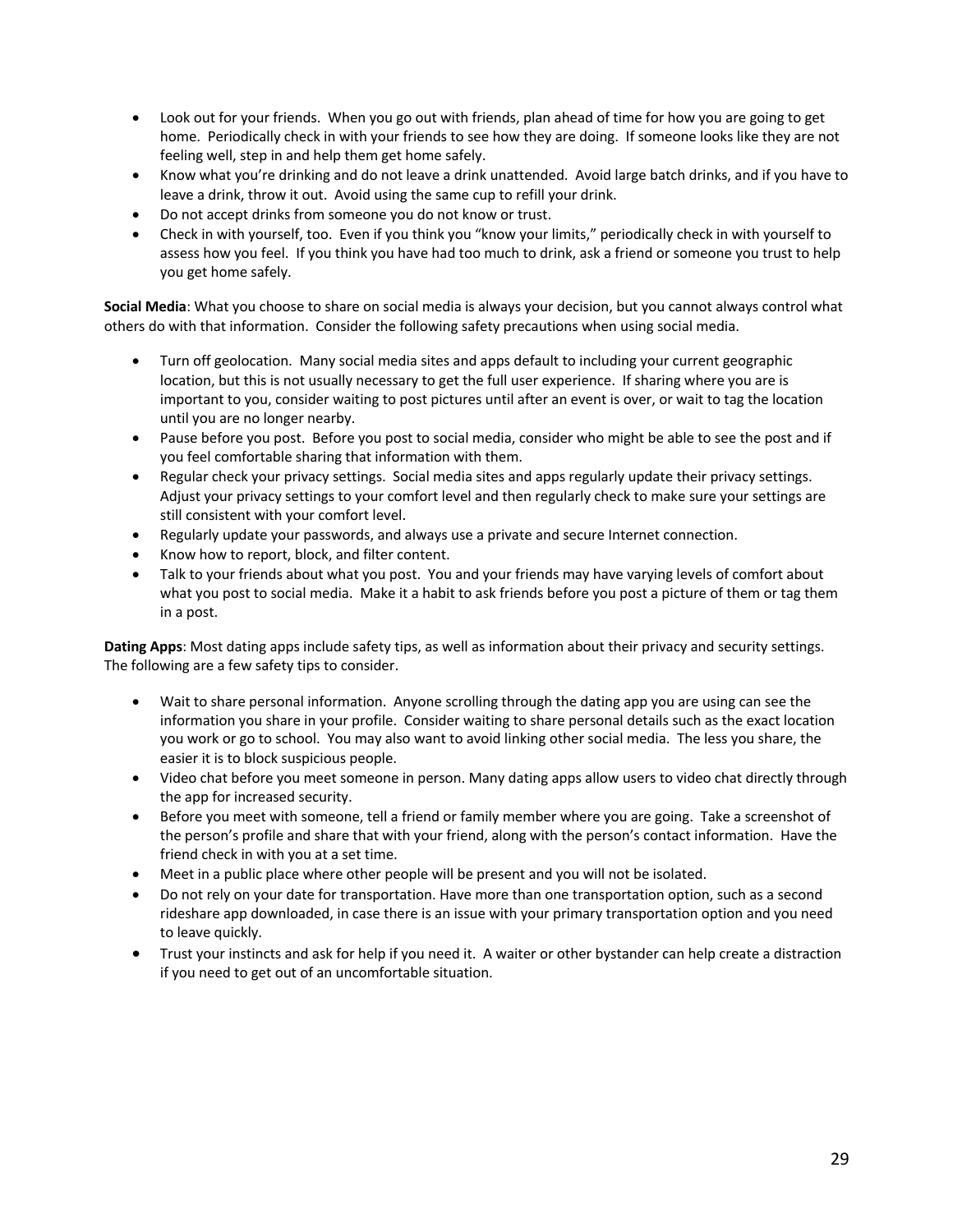- Look out for your friends. When you go out with friends, plan ahead of time for how you are going to get home. Periodically check in with your friends to see how they are doing. If someone looks like they are not feeling well, step in and help them get home safely.
- Know what you're drinking and do not leave a drink unattended. Avoid large batch drinks, and if you have to leave a drink, throw it out. Avoid using the same cup to refill your drink.
- Do not accept drinks from someone you do not know or trust.
- Check in with yourself, too. Even if you think you "know your limits," periodically check in with yourself to assess how you feel. If you think you have had too much to drink, ask a friend or someone you trust to help you get home safely.

**Social Media**: What you choose to share on social media is always your decision, but you cannot always control what others do with that information. Consider the following safety precautions when using social media.

- Turn off geolocation. Many social media sites and apps default to including your current geographic location, but this is not usually necessary to get the full user experience. If sharing where you are is important to you, consider waiting to post pictures until after an event is over, or wait to tag the location until you are no longer nearby.
- Pause before you post. Before you post to social media, consider who might be able to see the post and if you feel comfortable sharing that information with them.
- Regular check your privacy settings. Social media sites and apps regularly update their privacy settings. Adjust your privacy settings to your comfort level and then regularly check to make sure your settings are still consistent with your comfort level.
- Regularly update your passwords, and always use a private and secure Internet connection.
- Know how to report, block, and filter content.
- Talk to your friends about what you post. You and your friends may have varying levels of comfort about what you post to social media. Make it a habit to ask friends before you post a picture of them or tag them in a post.

**Dating Apps**: Most dating apps include safety tips, as well as information about their privacy and security settings. The following are a few safety tips to consider.

- Wait to share personal information. Anyone scrolling through the dating app you are using can see the information you share in your profile. Consider waiting to share personal details such as the exact location you work or go to school. You may also want to avoid linking other social media. The less you share, the easier it is to block suspicious people.
- Video chat before you meet someone in person. Many dating apps allow users to video chat directly through the app for increased security.
- Before you meet with someone, tell a friend or family member where you are going. Take a screenshot of the person's profile and share that with your friend, along with the person's contact information. Have the friend check in with you at a set time.
- Meet in a public place where other people will be present and you will not be isolated.
- Do not rely on your date for transportation. Have more than one transportation option, such as a second rideshare app downloaded, in case there is an issue with your primary transportation option and you need to leave quickly.
- Trust your instincts and ask for help if you need it. A waiter or other bystander can help create a distraction if you need to get out of an uncomfortable situation.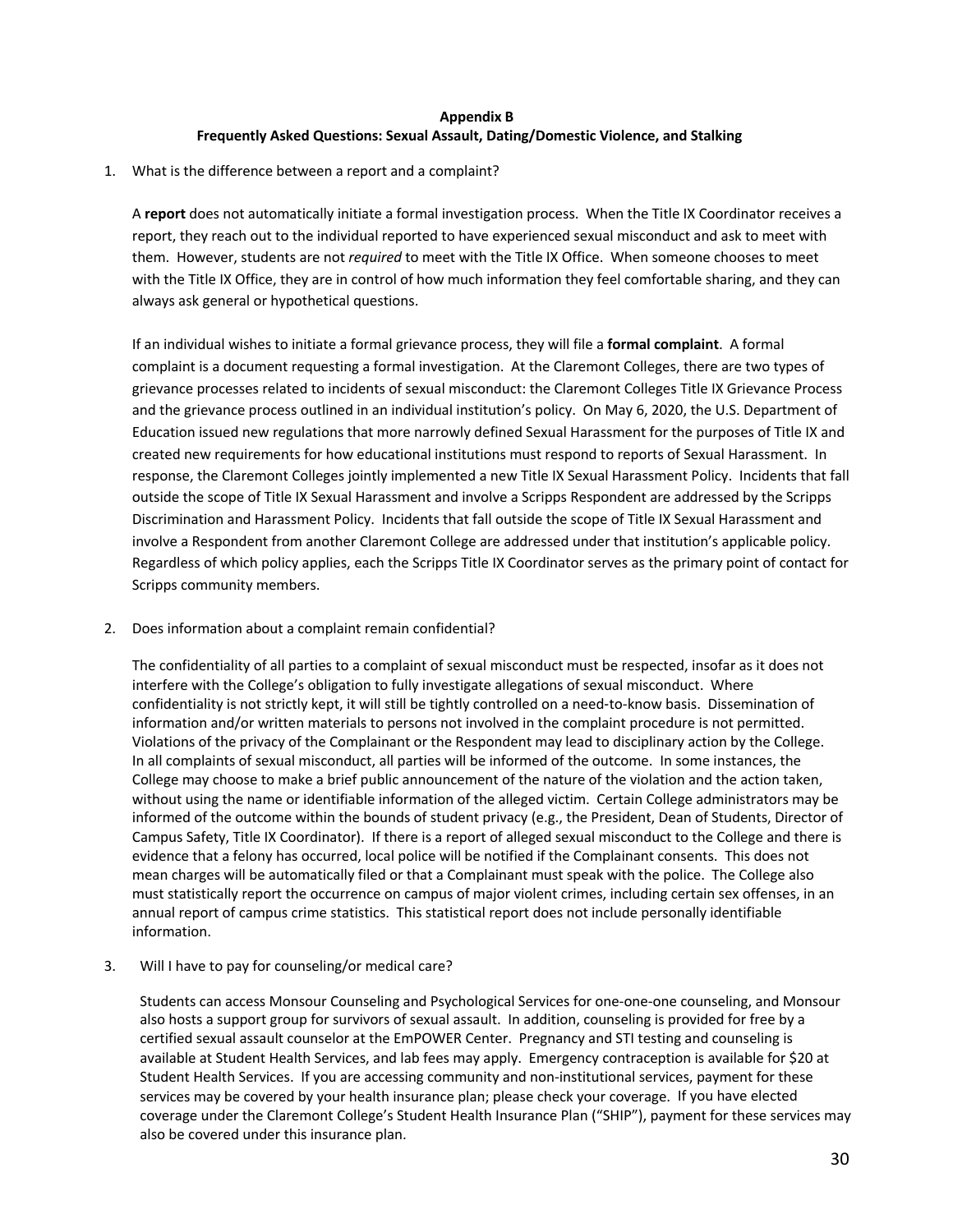**Appendix B**
**Frequently Asked Questions: Sexual Assault, Dating/Domestic Violence, and Stalking**

1. What is the difference between a report and a complaint?

   A **report** does not automatically initiate a formal investigation process. When the Title IX Coordinator receives a report, they reach out to the individual reported to have experienced sexual misconduct and ask to meet with them. However, students are not *required* to meet with the Title IX Office. When someone chooses to meet with the Title IX Office, they are in control of how much information they feel comfortable sharing, and they can always ask general or hypothetical questions.

   If an individual wishes to initiate a formal grievance process, they will file a **formal complaint**. A formal complaint is a document requesting a formal investigation. At the Claremont Colleges, there are two types of grievance processes related to incidents of sexual misconduct: the Claremont Colleges Title IX Grievance Process and the grievance process outlined in an individual institution's policy. On May 6, 2020, the U.S. Department of Education issued new regulations that more narrowly defined Sexual Harassment for the purposes of Title IX and created new requirements for how educational institutions must respond to reports of Sexual Harassment. In response, the Claremont Colleges jointly implemented a new Title IX Sexual Harassment Policy. Incidents that fall outside the scope of Title IX Sexual Harassment and involve a Scripps Respondent are addressed by the Scripps Discrimination and Harassment Policy. Incidents that fall outside the scope of Title IX Sexual Harassment and involve a Respondent from another Claremont College are addressed under that institution's applicable policy. Regardless of which policy applies, each the Scripps Title IX Coordinator serves as the primary point of contact for Scripps community members.

2. Does information about a complaint remain confidential?

   The confidentiality of all parties to a complaint of sexual misconduct must be respected, insofar as it does not interfere with the College's obligation to fully investigate allegations of sexual misconduct. Where confidentiality is not strictly kept, it will still be tightly controlled on a need-to-know basis. Dissemination of information and/or written materials to persons not involved in the complaint procedure is not permitted. Violations of the privacy of the Complainant or the Respondent may lead to disciplinary action by the College. In all complaints of sexual misconduct, all parties will be informed of the outcome. In some instances, the College may choose to make a brief public announcement of the nature of the violation and the action taken, without using the name or identifiable information of the alleged victim. Certain College administrators may be informed of the outcome within the bounds of student privacy (e.g., the President, Dean of Students, Director of Campus Safety, Title IX Coordinator). If there is a report of alleged sexual misconduct to the College and there is evidence that a felony has occurred, local police will be notified if the Complainant consents. This does not mean charges will be automatically filed or that a Complainant must speak with the police. The College also must statistically report the occurrence on campus of major violent crimes, including certain sex offenses, in an annual report of campus crime statistics. This statistical report does not include personally identifiable information.

3. Will I have to pay for counseling/or medical care?

   Students can access Monsour Counseling and Psychological Services for one-one-one counseling, and Monsour also hosts a support group for survivors of sexual assault. In addition, counseling is provided for free by a certified sexual assault counselor at the EmPOWER Center. Pregnancy and STI testing and counseling is available at Student Health Services, and lab fees may apply. Emergency contraception is available for $20 at Student Health Services. If you are accessing community and non-institutional services, payment for these services may be covered by your health insurance plan; please check your coverage. If you have elected coverage under the Claremont College's Student Health Insurance Plan ("SHIP"), payment for these services may also be covered under this insurance plan.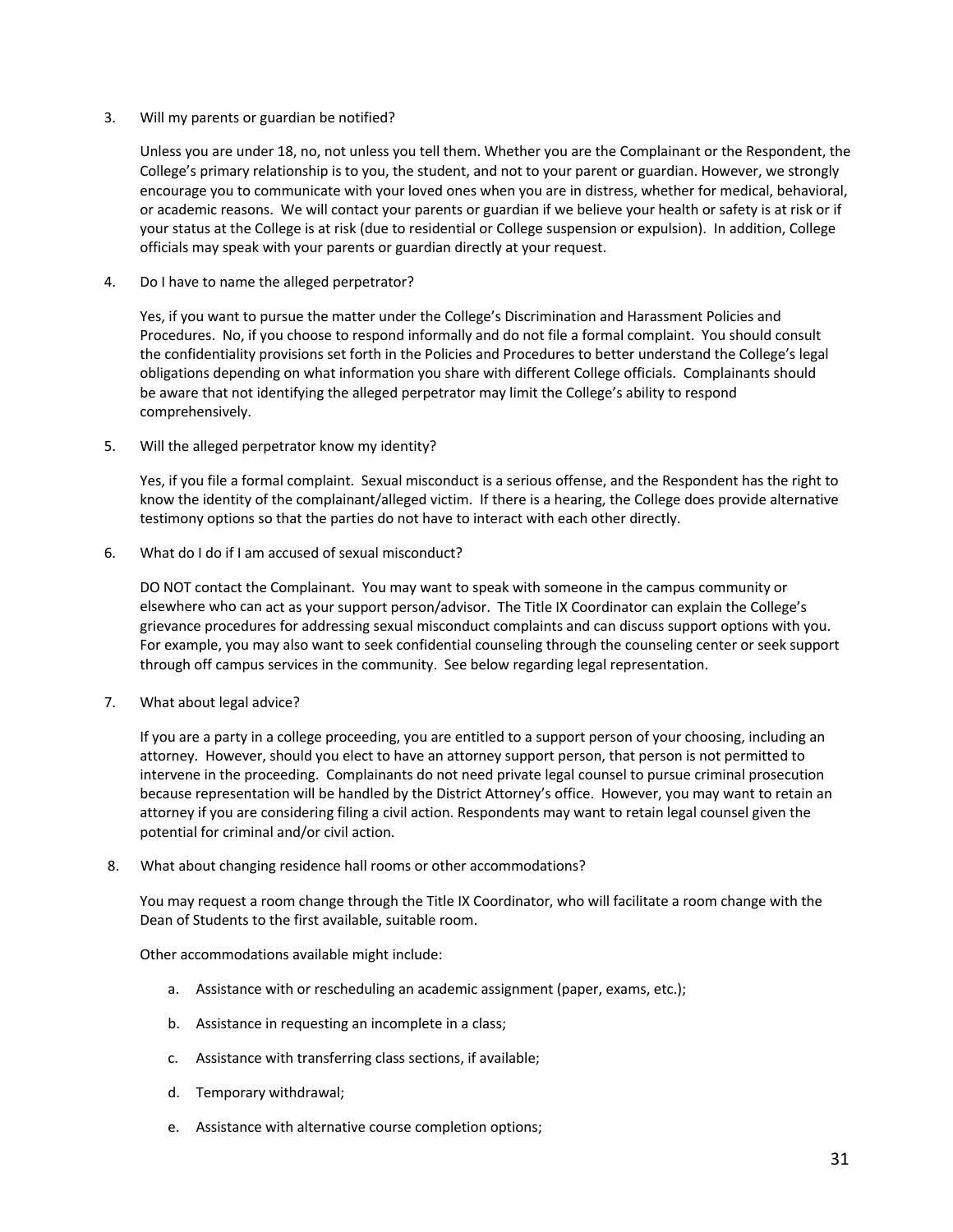3. Will my parents or guardian be notified?

   Unless you are under 18, no, not unless you tell them. Whether you are the Complainant or the Respondent, the College's primary relationship is to you, the student, and not to your parent or guardian. However, we strongly encourage you to communicate with your loved ones when you are in distress, whether for medical, behavioral, or academic reasons. We will contact your parents or guardian if we believe your health or safety is at risk or if your status at the College is at risk (due to residential or College suspension or expulsion). In addition, College officials may speak with your parents or guardian directly at your request.

4. Do I have to name the alleged perpetrator?

   Yes, if you want to pursue the matter under the College's Discrimination and Harassment Policies and Procedures. No, if you choose to respond informally and do not file a formal complaint. You should consult the confidentiality provisions set forth in the Policies and Procedures to better understand the College's legal obligations depending on what information you share with different College officials. Complainants should be aware that not identifying the alleged perpetrator may limit the College's ability to respond comprehensively.

5. Will the alleged perpetrator know my identity?

   Yes, if you file a formal complaint. Sexual misconduct is a serious offense, and the Respondent has the right to know the identity of the complainant/alleged victim. If there is a hearing, the College does provide alternative testimony options so that the parties do not have to interact with each other directly.

6. What do I do if I am accused of sexual misconduct?

   DO NOT contact the Complainant. You may want to speak with someone in the campus community or elsewhere who can act as your support person/advisor. The Title IX Coordinator can explain the College's grievance procedures for addressing sexual misconduct complaints and can discuss support options with you. For example, you may also want to seek confidential counseling through the counseling center or seek support through off campus services in the community. See below regarding legal representation.

7. What about legal advice?

   If you are a party in a college proceeding, you are entitled to a support person of your choosing, including an attorney. However, should you elect to have an attorney support person, that person is not permitted to intervene in the proceeding. Complainants do not need private legal counsel to pursue criminal prosecution because representation will be handled by the District Attorney's office. However, you may want to retain an attorney if you are considering filing a civil action. Respondents may want to retain legal counsel given the potential for criminal and/or civil action.

8. What about changing residence hall rooms or other accommodations?

   You may request a room change through the Title IX Coordinator, who will facilitate a room change with the Dean of Students to the first available, suitable room.

   Other accommodations available might include:

   a. Assistance with or rescheduling an academic assignment (paper, exams, etc.);

   b. Assistance in requesting an incomplete in a class;

   c. Assistance with transferring class sections, if available;

   d. Temporary withdrawal;

   e. Assistance with alternative course completion options;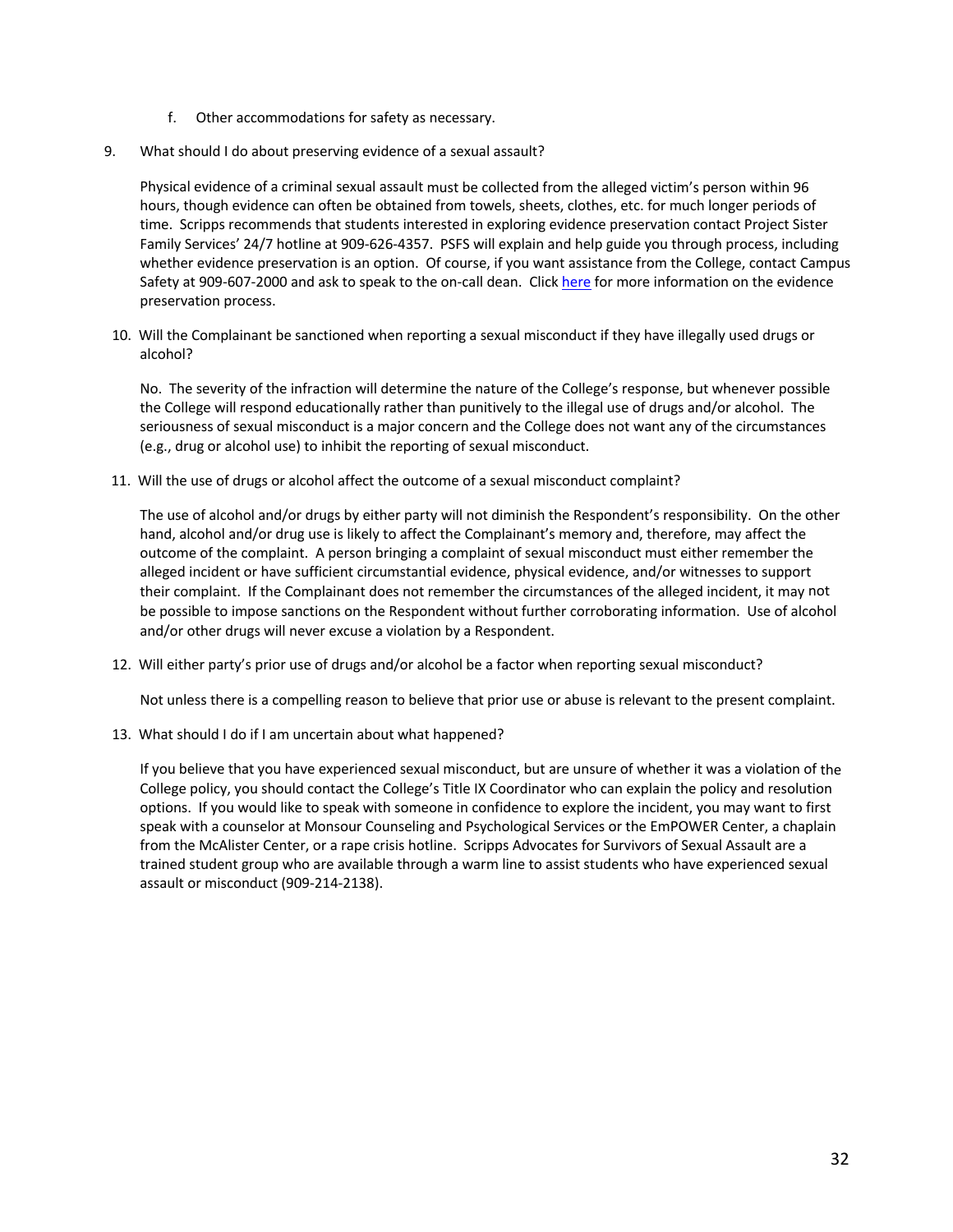f. Other accommodations for safety as necessary.

9. What should I do about preserving evidence of a sexual assault?

   Physical evidence of a criminal sexual assault must be collected from the alleged victim's person within 96 hours, though evidence can often be obtained from towels, sheets, clothes, etc. for much longer periods of time. Scripps recommends that students interested in exploring evidence preservation contact Project Sister Family Services' 24/7 hotline at 909-626-4357. PSFS will explain and help guide you through process, including whether evidence preservation is an option. Of course, if you want assistance from the College, contact Campus Safety at 909-607-2000 and ask to speak to the on-call dean. Click here for more information on the evidence preservation process.

10. Will the Complainant be sanctioned when reporting a sexual misconduct if they have illegally used drugs or alcohol?

    No. The severity of the infraction will determine the nature of the College's response, but whenever possible the College will respond educationally rather than punitively to the illegal use of drugs and/or alcohol. The seriousness of sexual misconduct is a major concern and the College does not want any of the circumstances (e.g., drug or alcohol use) to inhibit the reporting of sexual misconduct.

11. Will the use of drugs or alcohol affect the outcome of a sexual misconduct complaint?

    The use of alcohol and/or drugs by either party will not diminish the Respondent's responsibility. On the other hand, alcohol and/or drug use is likely to affect the Complainant's memory and, therefore, may affect the outcome of the complaint. A person bringing a complaint of sexual misconduct must either remember the alleged incident or have sufficient circumstantial evidence, physical evidence, and/or witnesses to support their complaint. If the Complainant does not remember the circumstances of the alleged incident, it may not be possible to impose sanctions on the Respondent without further corroborating information. Use of alcohol and/or other drugs will never excuse a violation by a Respondent.

12. Will either party's prior use of drugs and/or alcohol be a factor when reporting sexual misconduct?

    Not unless there is a compelling reason to believe that prior use or abuse is relevant to the present complaint.

13. What should I do if I am uncertain about what happened?

    If you believe that you have experienced sexual misconduct, but are unsure of whether it was a violation of the College policy, you should contact the College's Title IX Coordinator who can explain the policy and resolution options. If you would like to speak with someone in confidence to explore the incident, you may want to first speak with a counselor at Monsour Counseling and Psychological Services or the EmPOWER Center, a chaplain from the McAlister Center, or a rape crisis hotline. Scripps Advocates for Survivors of Sexual Assault are a trained student group who are available through a warm line to assist students who have experienced sexual assault or misconduct (909-214-2138).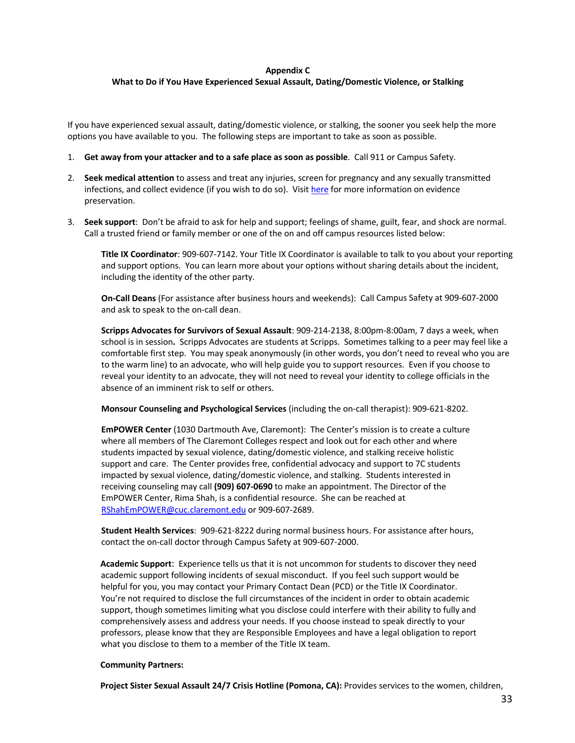**Appendix C**
**What to Do if You Have Experienced Sexual Assault, Dating/Domestic Violence, or Stalking**

If you have experienced sexual assault, dating/domestic violence, or stalking, the sooner you seek help the more options you have available to you. The following steps are important to take as soon as possible.

1. **Get away from your attacker and to a safe place as soon as possible**. Call 911 or Campus Safety.

2. **Seek medical attention** to assess and treat any injuries, screen for pregnancy and any sexually transmitted infections, and collect evidence (if you wish to do so). Visit here for more information on evidence preservation.

3. **Seek support**: Don't be afraid to ask for help and support; feelings of shame, guilt, fear, and shock are normal. Call a trusted friend or family member or one of the on and off campus resources listed below:

   **Title IX Coordinator**: 909-607-7142. Your Title IX Coordinator is available to talk to you about your reporting and support options. You can learn more about your options without sharing details about the incident, including the identity of the other party.

   **On-Call Deans** (For assistance after business hours and weekends): Call Campus Safety at 909-607-2000 and ask to speak to the on-call dean.

   **Scripps Advocates for Survivors of Sexual Assault**: 909-214-2138, 8:00pm-8:00am, 7 days a week, when school is in session**.** Scripps Advocates are students at Scripps. Sometimes talking to a peer may feel like a comfortable first step. You may speak anonymously (in other words, you don't need to reveal who you are to the warm line) to an advocate, who will help guide you to support resources. Even if you choose to reveal your identity to an advocate, they will not need to reveal your identity to college officials in the absence of an imminent risk to self or others.

   **Monsour Counseling and Psychological Services** (including the on-call therapist): 909-621-8202.

   **EmPOWER Center** (1030 Dartmouth Ave, Claremont): The Center's mission is to create a culture where all members of The Claremont Colleges respect and look out for each other and where students impacted by sexual violence, dating/domestic violence, and stalking receive holistic support and care. The Center provides free, confidential advocacy and support to 7C students impacted by sexual violence, dating/domestic violence, and stalking. Students interested in receiving counseling may call **(909) 607-0690** to make an appointment. The Director of the EmPOWER Center, Rima Shah, is a confidential resource. She can be reached at RShahEmPOWER@cuc.claremont.edu or 909-607-2689.

   **Student Health Services**: 909-621-8222 during normal business hours. For assistance after hours, contact the on-call doctor through Campus Safety at 909-607-2000.

   **Academic Support**: Experience tells us that it is not uncommon for students to discover they need academic support following incidents of sexual misconduct. If you feel such support would be helpful for you, you may contact your Primary Contact Dean (PCD) or the Title IX Coordinator. You're not required to disclose the full circumstances of the incident in order to obtain academic support, though sometimes limiting what you disclose could interfere with their ability to fully and comprehensively assess and address your needs. If you choose instead to speak directly to your professors, please know that they are Responsible Employees and have a legal obligation to report what you disclose to them to a member of the Title IX team.

   **Community Partners:**

   **Project Sister Sexual Assault 24/7 Crisis Hotline (Pomona, CA):** Provides services to the women, children,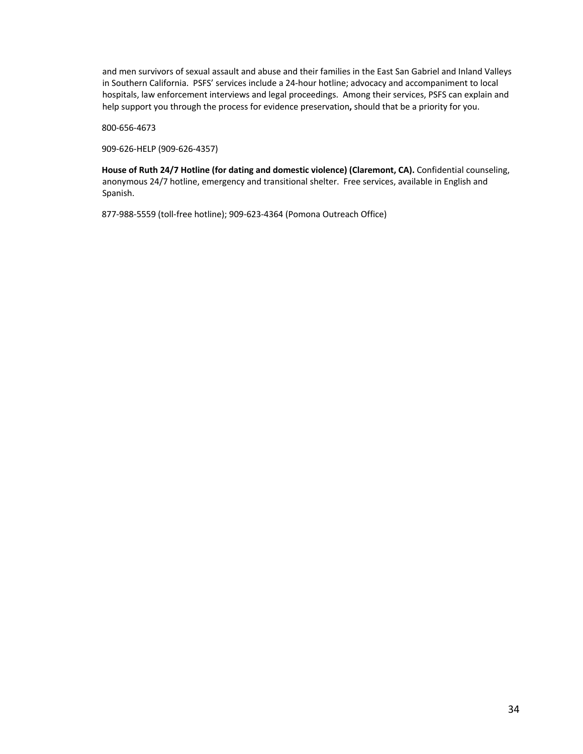and men survivors of sexual assault and abuse and their families in the East San Gabriel and Inland Valleys in Southern California. PSFS' services include a 24-hour hotline; advocacy and accompaniment to local hospitals, law enforcement interviews and legal proceedings. Among their services, PSFS can explain and help support you through the process for evidence preservation**,** should that be a priority for you.

800-656-4673

909-626-HELP (909-626-4357)

**House of Ruth 24/7 Hotline (for dating and domestic violence) (Claremont, CA).** Confidential counseling, anonymous 24/7 hotline, emergency and transitional shelter. Free services, available in English and Spanish.

877-988-5559 (toll-free hotline); 909-623-4364 (Pomona Outreach Office)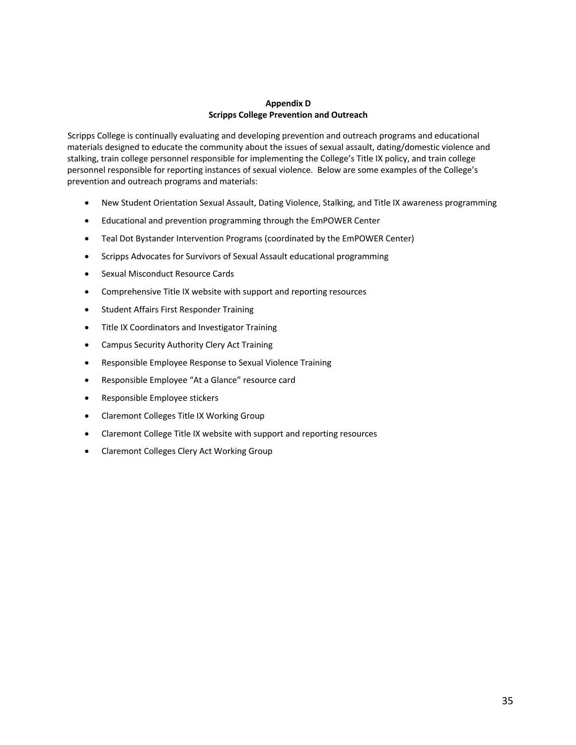## Appendix D
## Scripps College Prevention and Outreach

Scripps College is continually evaluating and developing prevention and outreach programs and educational materials designed to educate the community about the issues of sexual assault, dating/domestic violence and stalking, train college personnel responsible for implementing the College's Title IX policy, and train college personnel responsible for reporting instances of sexual violence. Below are some examples of the College's prevention and outreach programs and materials:

- New Student Orientation Sexual Assault, Dating Violence, Stalking, and Title IX awareness programming
- Educational and prevention programming through the EmPOWER Center
- Teal Dot Bystander Intervention Programs (coordinated by the EmPOWER Center)
- Scripps Advocates for Survivors of Sexual Assault educational programming
- Sexual Misconduct Resource Cards
- Comprehensive Title IX website with support and reporting resources
- Student Affairs First Responder Training
- Title IX Coordinators and Investigator Training
- Campus Security Authority Clery Act Training
- Responsible Employee Response to Sexual Violence Training
- Responsible Employee "At a Glance" resource card
- Responsible Employee stickers
- Claremont Colleges Title IX Working Group
- Claremont College Title IX website with support and reporting resources
- Claremont Colleges Clery Act Working Group